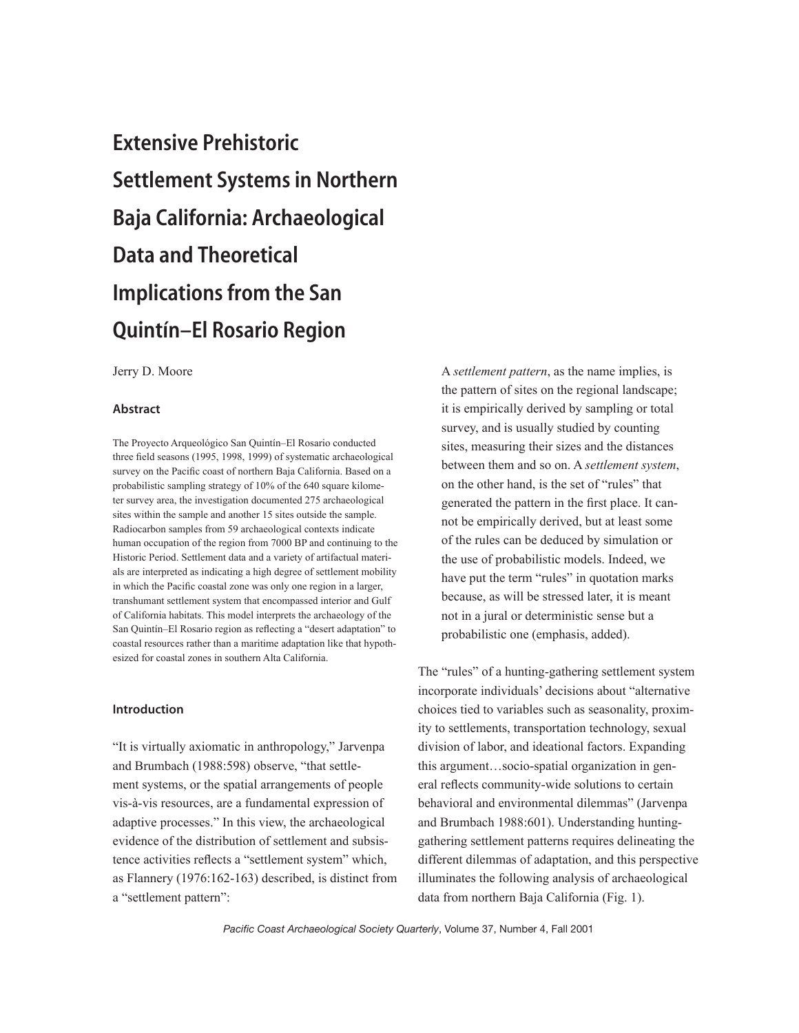# Extensive Prehistoric Settlement Systems in Northern Baja California: Archaeological Data and Theoretical Implications from the San Quintín–El Rosario Region

Jerry D. Moore

### Abstract

The Proyecto Arqueológico San Quintín–El Rosario conducted three field seasons (1995, 1998, 1999) of systematic archaeological survey on the Pacific coast of northern Baja California. Based on a probabilistic sampling strategy of 10% of the 640 square kilometer survey area, the investigation documented 275 archaeological sites within the sample and another 15 sites outside the sample. Radiocarbon samples from 59 archaeological contexts indicate human occupation of the region from 7000 BP and continuing to the Historic Period. Settlement data and a variety of artifactual materials are interpreted as indicating a high degree of settlement mobility in which the Pacific coastal zone was only one region in a larger, transhumant settlement system that encompassed interior and Gulf of California habitats. This model interprets the archaeology of the San Quintín–El Rosario region as reflecting a "desert adaptation" to coastal resources rather than a maritime adaptation like that hypothesized for coastal zones in southern Alta California.

### Introduction

"It is virtually axiomatic in anthropology," Jarvenpa and Brumbach (1988:598) observe, "that settlement systems, or the spatial arrangements of people vis-à-vis resources, are a fundamental expression of adaptive processes." In this view, the archaeological evidence of the distribution of settlement and subsistence activities reflects a "settlement system" which, as Flannery (1976:162-163) described, is distinct from a "settlement pattern":

> A *settlement pattern*, as the name implies, is the pattern of sites on the regional landscape; it is empirically derived by sampling or total survey, and is usually studied by counting sites, measuring their sizes and the distances between them and so on. A *settlement system*, on the other hand, is the set of "rules" that generated the pattern in the first place. It cannot be empirically derived, but at least some of the rules can be deduced by simulation or the use of probabilistic models. Indeed, we have put the term "rules" in quotation marks because, as will be stressed later, it is meant not in a jural or deterministic sense but a probabilistic one (emphasis, added).

The "rules" of a hunting-gathering settlement system incorporate individuals' decisions about "alternative choices tied to variables such as seasonality, proximity to settlements, transportation technology, sexual division of labor, and ideational factors. Expanding this argument…socio-spatial organization in general reflects community-wide solutions to certain behavioral and environmental dilemmas" (Jarvenpa and Brumbach 1988:601). Understanding hunting-gathering settlement patterns requires delineating the different dilemmas of adaptation, and this perspective illuminates the following analysis of archaeological data from northern Baja California (Fig. 1).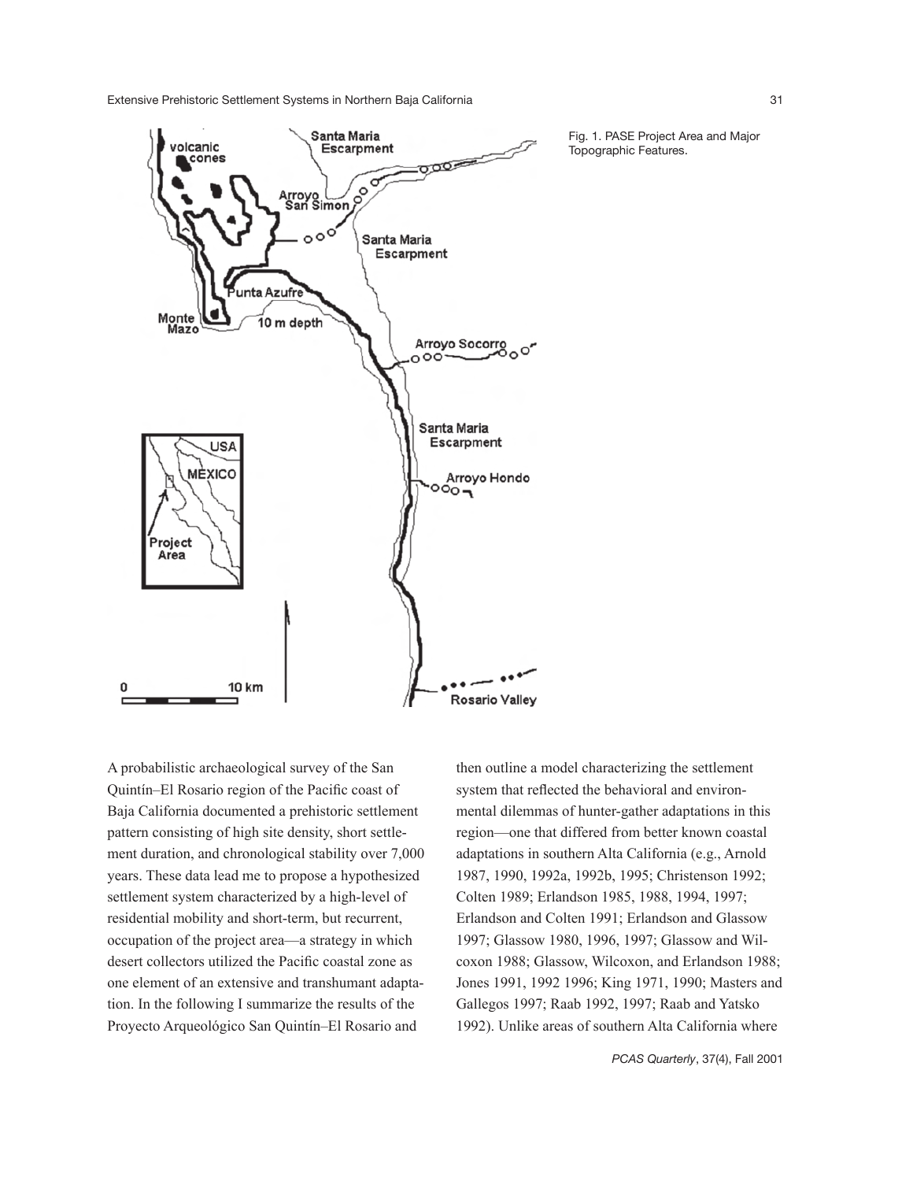Fig. 1. PASE Project Area and Major Topographic Features.

A probabilistic archaeological survey of the San Quintín–El Rosario region of the Pacific coast of Baja California documented a prehistoric settlement pattern consisting of high site density, short settlement duration, and chronological stability over 7,000 years. These data lead me to propose a hypothesized settlement system characterized by a high-level of residential mobility and short-term, but recurrent, occupation of the project area—a strategy in which desert collectors utilized the Pacific coastal zone as one element of an extensive and transhumant adaptation. In the following I summarize the results of the Proyecto Arqueológico San Quintín–El Rosario and then outline a model characterizing the settlement system that reflected the behavioral and environmental dilemmas of hunter-gather adaptations in this region—one that differed from better known coastal adaptations in southern Alta California (e.g., Arnold 1987, 1990, 1992a, 1992b, 1995; Christenson 1992; Colten 1989; Erlandson 1985, 1988, 1994, 1997; Erlandson and Colten 1991; Erlandson and Glassow 1997; Glassow 1980, 1996, 1997; Glassow and Wilcoxon 1988; Glassow, Wilcoxon, and Erlandson 1988; Jones 1991, 1992 1996; King 1971, 1990; Masters and Gallegos 1997; Raab 1992, 1997; Raab and Yatsko 1992). Unlike areas of southern Alta California where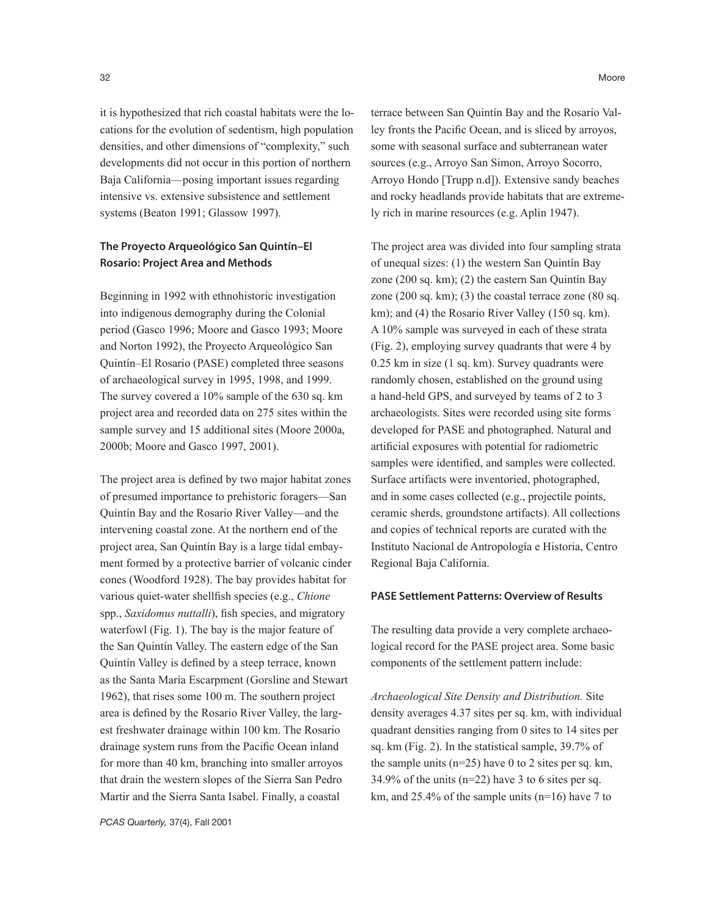it is hypothesized that rich coastal habitats were the locations for the evolution of sedentism, high population densities, and other dimensions of "complexity," such developments did not occur in this portion of northern Baja California—posing important issues regarding intensive vs. extensive subsistence and settlement systems (Beaton 1991; Glassow 1997).

### The Proyecto Arqueológico San Quintín–El Rosario: Project Area and Methods

Beginning in 1992 with ethnohistoric investigation into indigenous demography during the Colonial period (Gasco 1996; Moore and Gasco 1993; Moore and Norton 1992), the Proyecto Arqueológico San Quintín–El Rosario (PASE) completed three seasons of archaeological survey in 1995, 1998, and 1999. The survey covered a 10% sample of the 630 sq. km project area and recorded data on 275 sites within the sample survey and 15 additional sites (Moore 2000a, 2000b; Moore and Gasco 1997, 2001).

The project area is defined by two major habitat zones of presumed importance to prehistoric foragers—San Quintín Bay and the Rosario River Valley—and the intervening coastal zone. At the northern end of the project area, San Quintín Bay is a large tidal embayment formed by a protective barrier of volcanic cinder cones (Woodford 1928). The bay provides habitat for various quiet-water shellfish species (e.g., *Chione* spp., *Saxidomus nuttalli*), fish species, and migratory waterfowl (Fig. 1). The bay is the major feature of the San Quintín Valley. The eastern edge of the San Quintín Valley is defined by a steep terrace, known as the Santa Maria Escarpment (Gorsline and Stewart 1962), that rises some 100 m. The southern project area is defined by the Rosario River Valley, the largest freshwater drainage within 100 km. The Rosario drainage system runs from the Pacific Ocean inland for more than 40 km, branching into smaller arroyos that drain the western slopes of the Sierra San Pedro Martir and the Sierra Santa Isabel. Finally, a coastal terrace between San Quintín Bay and the Rosario Valley fronts the Pacific Ocean, and is sliced by arroyos, some with seasonal surface and subterranean water sources (e.g., Arroyo San Simon, Arroyo Socorro, Arroyo Hondo [Trupp n.d]). Extensive sandy beaches and rocky headlands provide habitats that are extremely rich in marine resources (e.g. Aplin 1947).

The project area was divided into four sampling strata of unequal sizes: (1) the western San Quintín Bay zone (200 sq. km); (2) the eastern San Quintín Bay zone (200 sq. km); (3) the coastal terrace zone (80 sq. km); and (4) the Rosario River Valley (150 sq. km). A 10% sample was surveyed in each of these strata (Fig. 2), employing survey quadrants that were 4 by 0.25 km in size (1 sq. km). Survey quadrants were randomly chosen, established on the ground using a hand-held GPS, and surveyed by teams of 2 to 3 archaeologists. Sites were recorded using site forms developed for PASE and photographed. Natural and artificial exposures with potential for radiometric samples were identified, and samples were collected. Surface artifacts were inventoried, photographed, and in some cases collected (e.g., projectile points, ceramic sherds, groundstone artifacts). All collections and copies of technical reports are curated with the Instituto Nacional de Antropología e Historia, Centro Regional Baja California.

### PASE Settlement Patterns: Overview of Results

The resulting data provide a very complete archaeological record for the PASE project area. Some basic components of the settlement pattern include:

*Archaeological Site Density and Distribution.* Site density averages 4.37 sites per sq. km, with individual quadrant densities ranging from 0 sites to 14 sites per sq. km (Fig. 2). In the statistical sample, 39.7% of the sample units (n=25) have 0 to 2 sites per sq. km, 34.9% of the units (n=22) have 3 to 6 sites per sq. km, and 25.4% of the sample units (n=16) have 7 to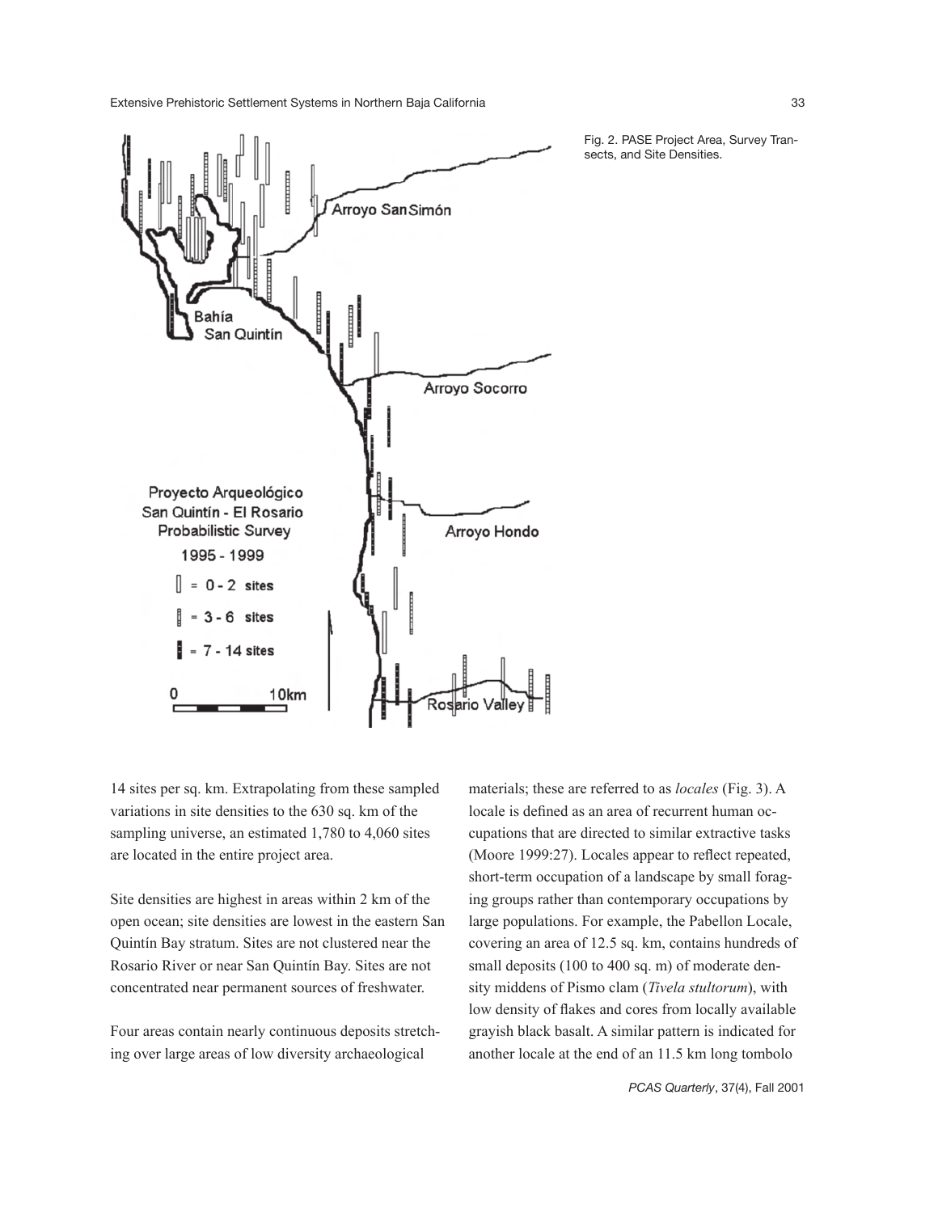Fig. 2. PASE Project Area, Survey Transects, and Site Densities.

14 sites per sq. km. Extrapolating from these sampled variations in site densities to the 630 sq. km of the sampling universe, an estimated 1,780 to 4,060 sites are located in the entire project area.

Site densities are highest in areas within 2 km of the open ocean; site densities are lowest in the eastern San Quintín Bay stratum. Sites are not clustered near the Rosario River or near San Quintín Bay. Sites are not concentrated near permanent sources of freshwater.

Four areas contain nearly continuous deposits stretching over large areas of low diversity archaeological materials; these are referred to as *locales* (Fig. 3). A locale is defined as an area of recurrent human occupations that are directed to similar extractive tasks (Moore 1999:27). Locales appear to reflect repeated, short-term occupation of a landscape by small foraging groups rather than contemporary occupations by large populations. For example, the Pabellon Locale, covering an area of 12.5 sq. km, contains hundreds of small deposits (100 to 400 sq. m) of moderate density middens of Pismo clam (*Tivela stultorum*), with low density of flakes and cores from locally available grayish black basalt. A similar pattern is indicated for another locale at the end of an 11.5 km long tombolo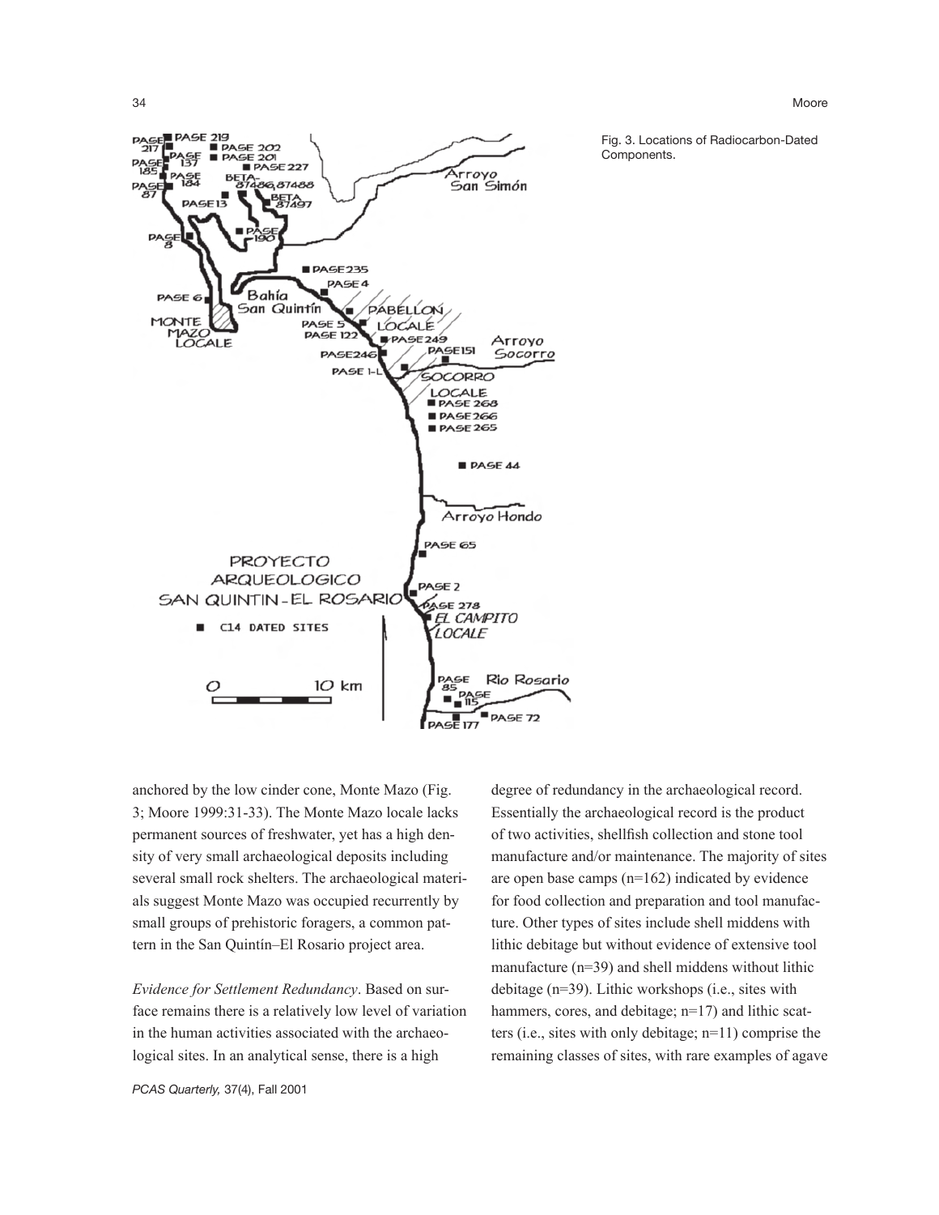Fig. 3. Locations of Radiocarbon-Dated Components.

anchored by the low cinder cone, Monte Mazo (Fig. 3; Moore 1999:31-33). The Monte Mazo locale lacks permanent sources of freshwater, yet has a high density of very small archaeological deposits including several small rock shelters. The archaeological materials suggest Monte Mazo was occupied recurrently by small groups of prehistoric foragers, a common pattern in the San Quintín–El Rosario project area.

*Evidence for Settlement Redundancy*. Based on surface remains there is a relatively low level of variation in the human activities associated with the archaeological sites. In an analytical sense, there is a high degree of redundancy in the archaeological record. Essentially the archaeological record is the product of two activities, shellfish collection and stone tool manufacture and/or maintenance. The majority of sites are open base camps (n=162) indicated by evidence for food collection and preparation and tool manufacture. Other types of sites include shell middens with lithic debitage but without evidence of extensive tool manufacture (n=39) and shell middens without lithic debitage (n=39). Lithic workshops (i.e., sites with hammers, cores, and debitage; n=17) and lithic scatters (i.e., sites with only debitage; n=11) comprise the remaining classes of sites, with rare examples of agave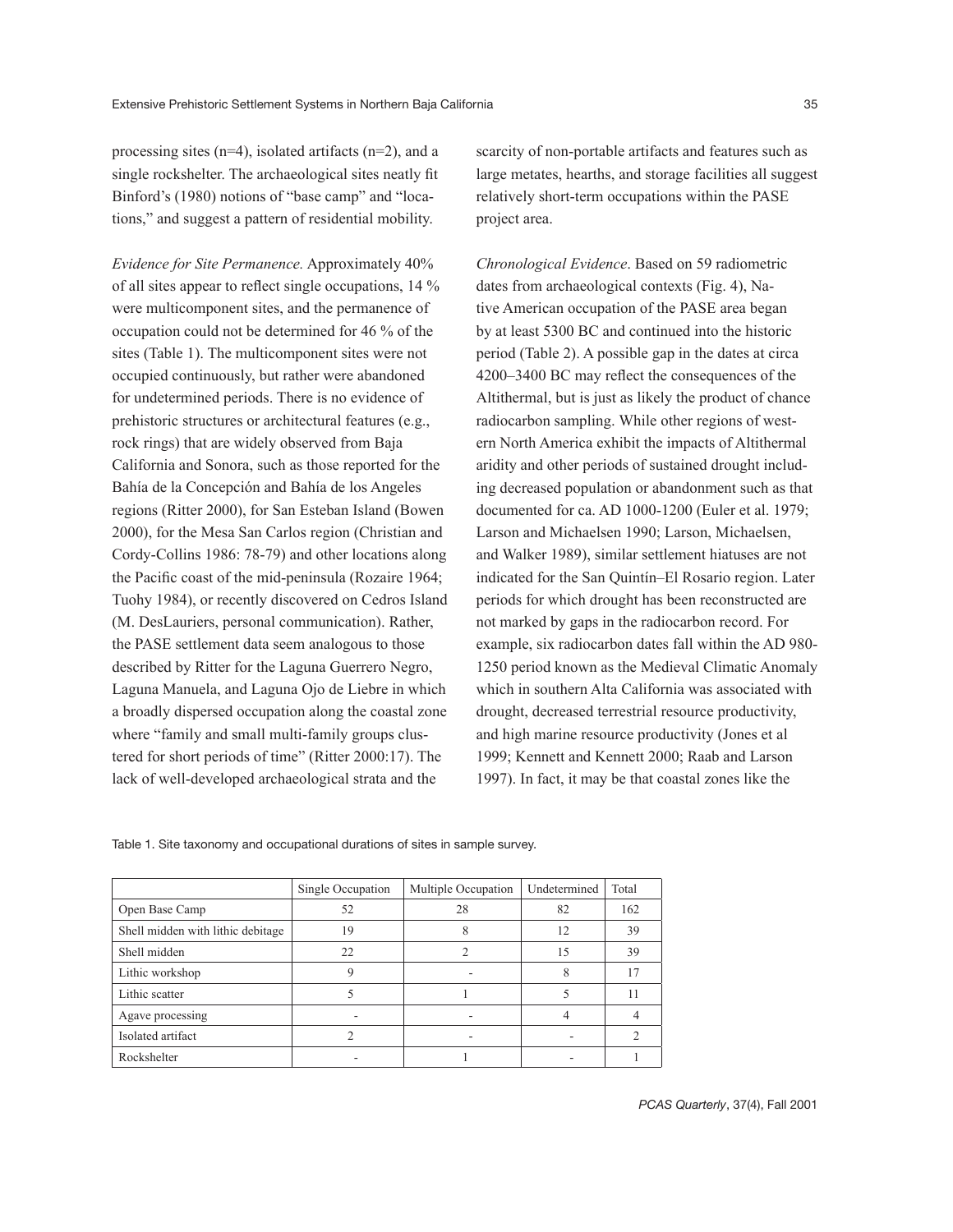processing sites (n=4), isolated artifacts (n=2), and a single rockshelter. The archaeological sites neatly fit Binford's (1980) notions of "base camp" and "locations," and suggest a pattern of residential mobility.

*Evidence for Site Permanence.* Approximately 40% of all sites appear to reflect single occupations, 14 % were multicomponent sites, and the permanence of occupation could not be determined for 46 % of the sites (Table 1). The multicomponent sites were not occupied continuously, but rather were abandoned for undetermined periods. There is no evidence of prehistoric structures or architectural features (e.g., rock rings) that are widely observed from Baja California and Sonora, such as those reported for the Bahía de la Concepción and Bahía de los Angeles regions (Ritter 2000), for San Esteban Island (Bowen 2000), for the Mesa San Carlos region (Christian and Cordy-Collins 1986: 78-79) and other locations along the Pacific coast of the mid-peninsula (Rozaire 1964; Tuohy 1984), or recently discovered on Cedros Island (M. DesLauriers, personal communication). Rather, the PASE settlement data seem analogous to those described by Ritter for the Laguna Guerrero Negro, Laguna Manuela, and Laguna Ojo de Liebre in which a broadly dispersed occupation along the coastal zone where "family and small multi-family groups clustered for short periods of time" (Ritter 2000:17). The lack of well-developed archaeological strata and the scarcity of non-portable artifacts and features such as large metates, hearths, and storage facilities all suggest relatively short-term occupations within the PASE project area.

*Chronological Evidence*. Based on 59 radiometric dates from archaeological contexts (Fig. 4), Native American occupation of the PASE area began by at least 5300 BC and continued into the historic period (Table 2). A possible gap in the dates at circa 4200–3400 BC may reflect the consequences of the Altithermal, but is just as likely the product of chance radiocarbon sampling. While other regions of western North America exhibit the impacts of Altithermal aridity and other periods of sustained drought including decreased population or abandonment such as that documented for ca. AD 1000-1200 (Euler et al. 1979; Larson and Michaelsen 1990; Larson, Michaelsen, and Walker 1989), similar settlement hiatuses are not indicated for the San Quintín–El Rosario region. Later periods for which drought has been reconstructed are not marked by gaps in the radiocarbon record. For example, six radiocarbon dates fall within the AD 980-1250 period known as the Medieval Climatic Anomaly which in southern Alta California was associated with drought, decreased terrestrial resource productivity, and high marine resource productivity (Jones et al 1999; Kennett and Kennett 2000; Raab and Larson 1997). In fact, it may be that coastal zones like the

Table 1. Site taxonomy and occupational durations of sites in sample survey.

| | Single Occupation | Multiple Occupation | Undetermined | Total |
|---|---|---|---|---|
| Open Base Camp | 52 | 28 | 82 | 162 |
| Shell midden with lithic debitage | 19 | 8 | 12 | 39 |
| Shell midden | 22 | 2 | 15 | 39 |
| Lithic workshop | 9 | - | 8 | 17 |
| Lithic scatter | 5 | 1 | 5 | 11 |
| Agave processing | - | - | 4 | 4 |
| Isolated artifact | 2 | - | - | 2 |
| Rockshelter | - | 1 | - | 1 |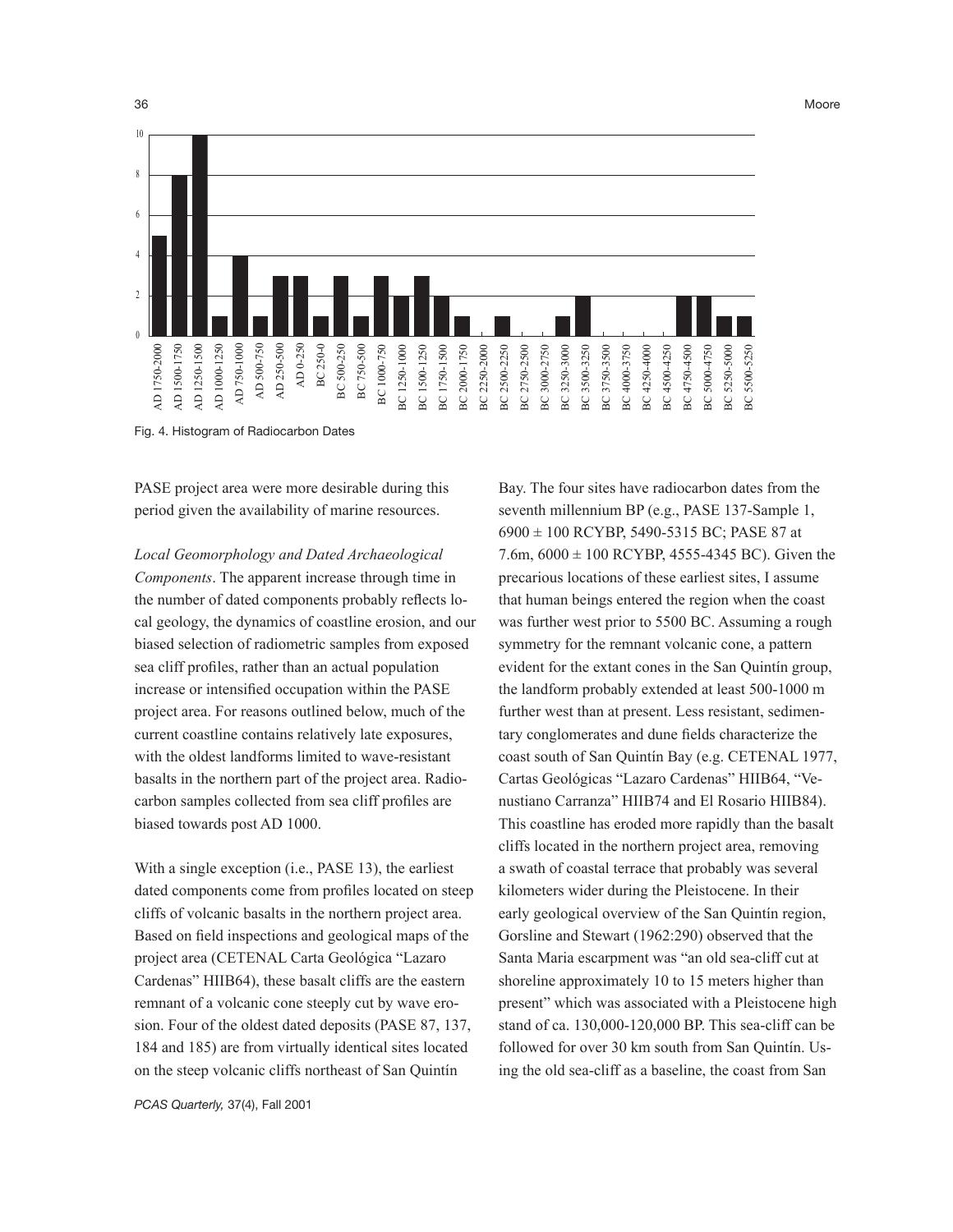Fig. 4. Histogram of Radiocarbon Dates

PASE project area were more desirable during this period given the availability of marine resources.

*Local Geomorphology and Dated Archaeological Components*. The apparent increase through time in the number of dated components probably reflects local geology, the dynamics of coastline erosion, and our biased selection of radiometric samples from exposed sea cliff profiles, rather than an actual population increase or intensified occupation within the PASE project area. For reasons outlined below, much of the current coastline contains relatively late exposures, with the oldest landforms limited to wave-resistant basalts in the northern part of the project area. Radiocarbon samples collected from sea cliff profiles are biased towards post AD 1000.

With a single exception (i.e., PASE 13), the earliest dated components come from profiles located on steep cliffs of volcanic basalts in the northern project area. Based on field inspections and geological maps of the project area (CETENAL Carta Geológica "Lazaro Cardenas" HIIB64), these basalt cliffs are the eastern remnant of a volcanic cone steeply cut by wave erosion. Four of the oldest dated deposits (PASE 87, 137, 184 and 185) are from virtually identical sites located on the steep volcanic cliffs northeast of San Quintín Bay. The four sites have radiocarbon dates from the seventh millennium BP (e.g., PASE 137-Sample 1, 6900 ± 100 RCYBP, 5490-5315 BC; PASE 87 at 7.6m, 6000 ± 100 RCYBP, 4555-4345 BC). Given the precarious locations of these earliest sites, I assume that human beings entered the region when the coast was further west prior to 5500 BC. Assuming a rough symmetry for the remnant volcanic cone, a pattern evident for the extant cones in the San Quintín group, the landform probably extended at least 500-1000 m further west than at present. Less resistant, sedimentary conglomerates and dune fields characterize the coast south of San Quintín Bay (e.g. CETENAL 1977, Cartas Geológicas "Lazaro Cardenas" HIIB64, "Venustiano Carranza" HIIB74 and El Rosario HIIB84). This coastline has eroded more rapidly than the basalt cliffs located in the northern project area, removing a swath of coastal terrace that probably was several kilometers wider during the Pleistocene. In their early geological overview of the San Quintín region, Gorsline and Stewart (1962:290) observed that the Santa Maria escarpment was "an old sea-cliff cut at shoreline approximately 10 to 15 meters higher than present" which was associated with a Pleistocene high stand of ca. 130,000-120,000 BP. This sea-cliff can be followed for over 30 km south from San Quintín. Using the old sea-cliff as a baseline, the coast from San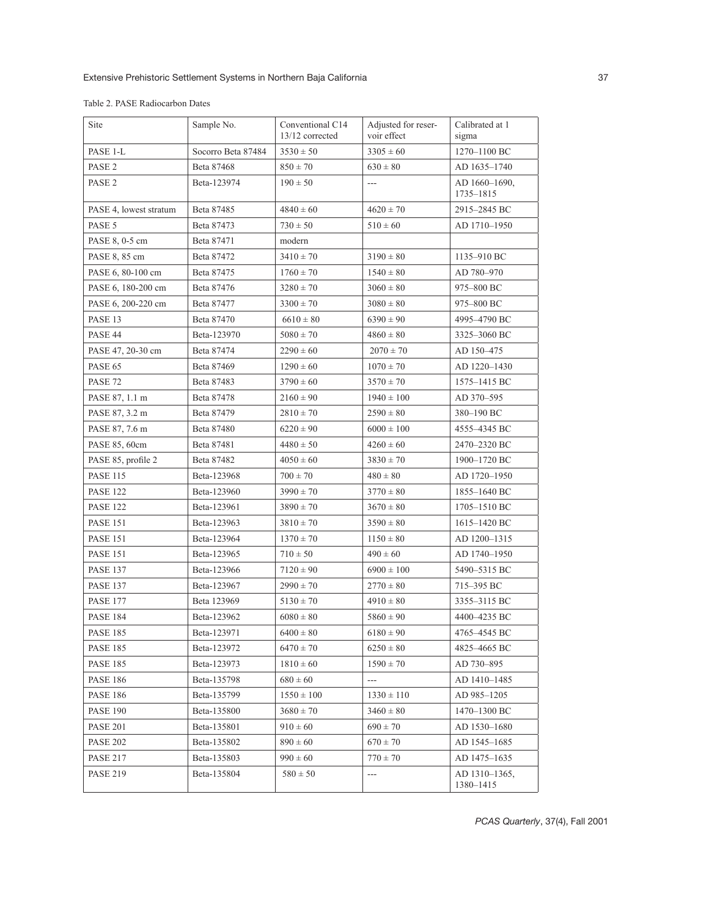Table 2. PASE Radiocarbon Dates

| Site | Sample No. | Conventional C14 13/12 corrected | Adjusted for reservoir effect | Calibrated at 1 sigma |
|---|---|---|---|---|
| PASE 1-L | Socorro Beta 87484 | 3530 ± 50 | 3305 ± 60 | 1270–1100 BC |
| PASE 2 | Beta 87468 | 850 ± 70 | 630 ± 80 | AD 1635–1740 |
| PASE 2 | Beta-123974 | 190 ± 50 | --- | AD 1660–1690, 1735–1815 |
| PASE 4, lowest stratum | Beta 87485 | 4840 ± 60 | 4620 ± 70 | 2915–2845 BC |
| PASE 5 | Beta 87473 | 730 ± 50 | 510 ± 60 | AD 1710–1950 |
| PASE 8, 0-5 cm | Beta 87471 | modern | | |
| PASE 8, 85 cm | Beta 87472 | 3410 ± 70 | 3190 ± 80 | 1135–910 BC |
| PASE 6, 80-100 cm | Beta 87475 | 1760 ± 70 | 1540 ± 80 | AD 780–970 |
| PASE 6, 180-200 cm | Beta 87476 | 3280 ± 70 | 3060 ± 80 | 975–800 BC |
| PASE 6, 200-220 cm | Beta 87477 | 3300 ± 70 | 3080 ± 80 | 975–800 BC |
| PASE 13 | Beta 87470 | 6610 ± 80 | 6390 ± 90 | 4995–4790 BC |
| PASE 44 | Beta-123970 | 5080 ± 70 | 4860 ± 80 | 3325–3060 BC |
| PASE 47, 20-30 cm | Beta 87474 | 2290 ± 60 | 2070 ± 70 | AD 150–475 |
| PASE 65 | Beta 87469 | 1290 ± 60 | 1070 ± 70 | AD 1220–1430 |
| PASE 72 | Beta 87483 | 3790 ± 60 | 3570 ± 70 | 1575–1415 BC |
| PASE 87, 1.1 m | Beta 87478 | 2160 ± 90 | 1940 ± 100 | AD 370–595 |
| PASE 87, 3.2 m | Beta 87479 | 2810 ± 70 | 2590 ± 80 | 380–190 BC |
| PASE 87, 7.6 m | Beta 87480 | 6220 ± 90 | 6000 ± 100 | 4555–4345 BC |
| PASE 85, 60cm | Beta 87481 | 4480 ± 50 | 4260 ± 60 | 2470–2320 BC |
| PASE 85, profile 2 | Beta 87482 | 4050 ± 60 | 3830 ± 70 | 1900–1720 BC |
| PASE 115 | Beta-123968 | 700 ± 70 | 480 ± 80 | AD 1720–1950 |
| PASE 122 | Beta-123960 | 3990 ± 70 | 3770 ± 80 | 1855–1640 BC |
| PASE 122 | Beta-123961 | 3890 ± 70 | 3670 ± 80 | 1705–1510 BC |
| PASE 151 | Beta-123963 | 3810 ± 70 | 3590 ± 80 | 1615–1420 BC |
| PASE 151 | Beta-123964 | 1370 ± 70 | 1150 ± 80 | AD 1200–1315 |
| PASE 151 | Beta-123965 | 710 ± 50 | 490 ± 60 | AD 1740–1950 |
| PASE 137 | Beta-123966 | 7120 ± 90 | 6900 ± 100 | 5490–5315 BC |
| PASE 137 | Beta-123967 | 2990 ± 70 | 2770 ± 80 | 715–395 BC |
| PASE 177 | Beta 123969 | 5130 ± 70 | 4910 ± 80 | 3355–3115 BC |
| PASE 184 | Beta-123962 | 6080 ± 80 | 5860 ± 90 | 4400–4235 BC |
| PASE 185 | Beta-123971 | 6400 ± 80 | 6180 ± 90 | 4765–4545 BC |
| PASE 185 | Beta-123972 | 6470 ± 70 | 6250 ± 80 | 4825–4665 BC |
| PASE 185 | Beta-123973 | 1810 ± 60 | 1590 ± 70 | AD 730–895 |
| PASE 186 | Beta-135798 | 680 ± 60 | --- | AD 1410–1485 |
| PASE 186 | Beta-135799 | 1550 ± 100 | 1330 ± 110 | AD 985–1205 |
| PASE 190 | Beta-135800 | 3680 ± 70 | 3460 ± 80 | 1470–1300 BC |
| PASE 201 | Beta-135801 | 910 ± 60 | 690 ± 70 | AD 1530–1680 |
| PASE 202 | Beta-135802 | 890 ± 60 | 670 ± 70 | AD 1545–1685 |
| PASE 217 | Beta-135803 | 990 ± 60 | 770 ± 70 | AD 1475–1635 |
| PASE 219 | Beta-135804 | 580 ± 50 | --- | AD 1310–1365, 1380–1415 |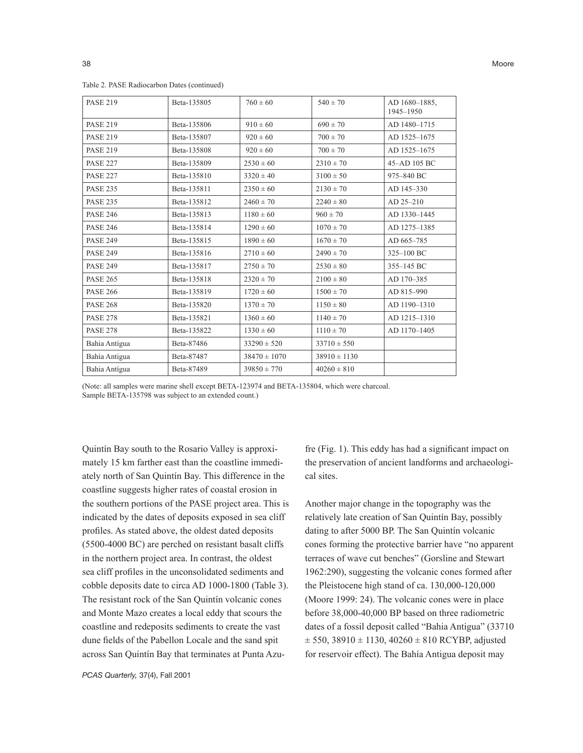Table 2. PASE Radiocarbon Dates (continued)

| | | | | |
|---|---|---|---|---|
| PASE 219 | Beta-135805 | 760 ± 60 | 540 ± 70 | AD 1680–1885, 1945–1950 |
| PASE 219 | Beta-135806 | 910 ± 60 | 690 ± 70 | AD 1480–1715 |
| PASE 219 | Beta-135807 | 920 ± 60 | 700 ± 70 | AD 1525–1675 |
| PASE 219 | Beta-135808 | 920 ± 60 | 700 ± 70 | AD 1525–1675 |
| PASE 227 | Beta-135809 | 2530 ± 60 | 2310 ± 70 | 45–AD 105 BC |
| PASE 227 | Beta-135810 | 3320 ± 40 | 3100 ± 50 | 975–840 BC |
| PASE 235 | Beta-135811 | 2350 ± 60 | 2130 ± 70 | AD 145–330 |
| PASE 235 | Beta-135812 | 2460 ± 70 | 2240 ± 80 | AD 25–210 |
| PASE 246 | Beta-135813 | 1180 ± 60 | 960 ± 70 | AD 1330–1445 |
| PASE 246 | Beta-135814 | 1290 ± 60 | 1070 ± 70 | AD 1275–1385 |
| PASE 249 | Beta-135815 | 1890 ± 60 | 1670 ± 70 | AD 665–785 |
| PASE 249 | Beta-135816 | 2710 ± 60 | 2490 ± 70 | 325–100 BC |
| PASE 249 | Beta-135817 | 2750 ± 70 | 2530 ± 80 | 355–145 BC |
| PASE 265 | Beta-135818 | 2320 ± 70 | 2100 ± 80 | AD 170–385 |
| PASE 266 | Beta-135819 | 1720 ± 60 | 1500 ± 70 | AD 815–990 |
| PASE 268 | Beta-135820 | 1370 ± 70 | 1150 ± 80 | AD 1190–1310 |
| PASE 278 | Beta-135821 | 1360 ± 60 | 1140 ± 70 | AD 1215–1310 |
| PASE 278 | Beta-135822 | 1330 ± 60 | 1110 ± 70 | AD 1170–1405 |
| Bahia Antígua | Beta-87486 | 33290 ± 520 | 33710 ± 550 | |
| Bahía Antigua | Beta-87487 | 38470 ± 1070 | 38910 ± 1130 | |
| Bahia Antígua | Beta-87489 | 39850 ± 770 | 40260 ± 810 | |

(Note: all samples were marine shell except BETA-123974 and BETA-135804, which were charcoal. Sample BETA-135798 was subject to an extended count.)

Quintín Bay south to the Rosario Valley is approximately 15 km farther east than the coastline immediately north of San Quintín Bay. This difference in the coastline suggests higher rates of coastal erosion in the southern portions of the PASE project area. This is indicated by the dates of deposits exposed in sea cliff profiles. As stated above, the oldest dated deposits (5500-4000 BC) are perched on resistant basalt cliffs in the northern project area. In contrast, the oldest sea cliff profiles in the unconsolidated sediments and cobble deposits date to circa AD 1000-1800 (Table 3). The resistant rock of the San Quintín volcanic cones and Monte Mazo creates a local eddy that scours the coastline and redeposits sediments to create the vast dune fields of the Pabellon Locale and the sand spit across San Quintín Bay that terminates at Punta Azufre (Fig. 1). This eddy has had a significant impact on the preservation of ancient landforms and archaeological sites.

Another major change in the topography was the relatively late creation of San Quintín Bay, possibly dating to after 5000 BP. The San Quintín volcanic cones forming the protective barrier have "no apparent terraces of wave cut benches" (Gorsline and Stewart 1962:290), suggesting the volcanic cones formed after the Pleistocene high stand of ca. 130,000-120,000 (Moore 1999: 24). The volcanic cones were in place before 38,000-40,000 BP based on three radiometric dates of a fossil deposit called "Bahia Antigua" (33710 ± 550, 38910 ± 1130, 40260 ± 810 RCYBP, adjusted for reservoir effect). The Bahía Antigua deposit may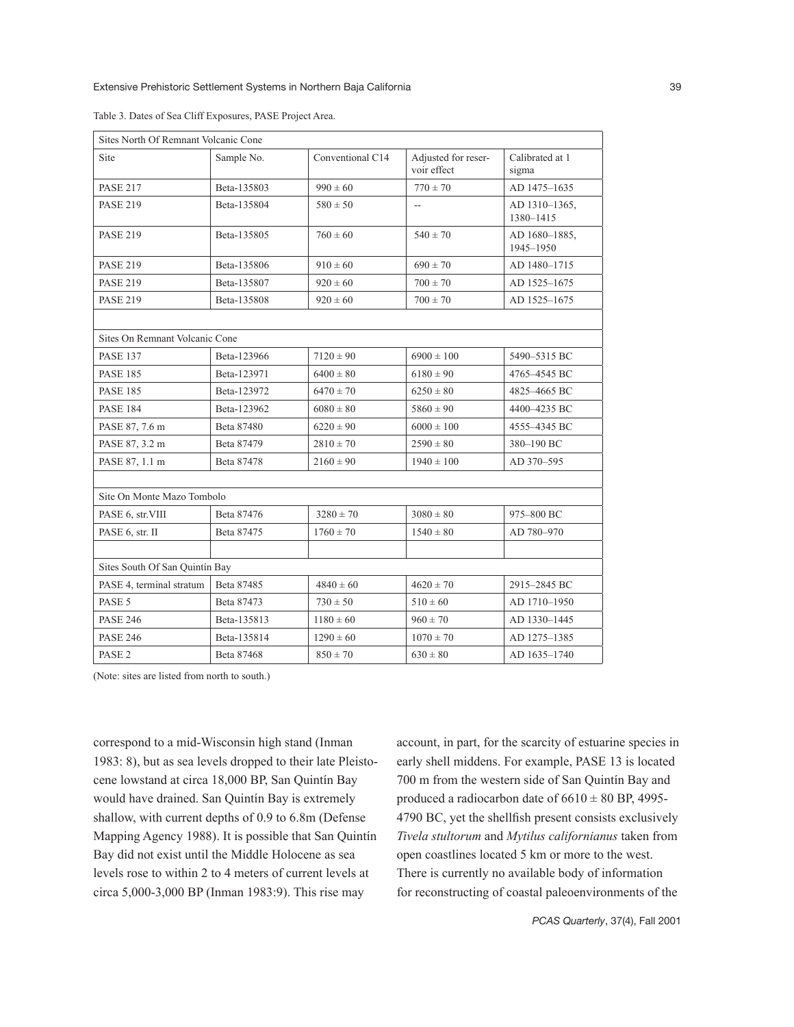Table 3. Dates of Sea Cliff Exposures, PASE Project Area.

| Site | Sample No. | Conventional C14 | Adjusted for reservoir effect | Calibrated at 1 sigma |
|---|---|---|---|---|
| **Sites North Of Remnant Volcanic Cone** | | | | |
| PASE 217 | Beta-135803 | 990 ± 60 | 770 ± 70 | AD 1475–1635 |
| PASE 219 | Beta-135804 | 580 ± 50 | -- | AD 1310–1365, 1380–1415 |
| PASE 219 | Beta-135805 | 760 ± 60 | 540 ± 70 | AD 1680–1885, 1945–1950 |
| PASE 219 | Beta-135806 | 910 ± 60 | 690 ± 70 | AD 1480–1715 |
| PASE 219 | Beta-135807 | 920 ± 60 | 700 ± 70 | AD 1525–1675 |
| PASE 219 | Beta-135808 | 920 ± 60 | 700 ± 70 | AD 1525–1675 |
| | | | | |
| **Sites On Remnant Volcanic Cone** | | | | |
| PASE 137 | Beta-123966 | 7120 ± 90 | 6900 ± 100 | 5490–5315 BC |
| PASE 185 | Beta-123971 | 6400 ± 80 | 6180 ± 90 | 4765–4545 BC |
| PASE 185 | Beta-123972 | 6470 ± 70 | 6250 ± 80 | 4825–4665 BC |
| PASE 184 | Beta-123962 | 6080 ± 80 | 5860 ± 90 | 4400–4235 BC |
| PASE 87, 7.6 m | Beta 87480 | 6220 ± 90 | 6000 ± 100 | 4555–4345 BC |
| PASE 87, 3.2 m | Beta 87479 | 2810 ± 70 | 2590 ± 80 | 380–190 BC |
| PASE 87, 1.1 m | Beta 87478 | 2160 ± 90 | 1940 ± 100 | AD 370–595 |
| | | | | |
| **Site On Monte Mazo Tombolo** | | | | |
| PASE 6, str.VIII | Beta 87476 | 3280 ± 70 | 3080 ± 80 | 975–800 BC |
| PASE 6, str. II | Beta 87475 | 1760 ± 70 | 1540 ± 80 | AD 780–970 |
| | | | | |
| **Sites South Of San Quintín Bay** | | | | |
| PASE 4, terminal stratum | Beta 87485 | 4840 ± 60 | 4620 ± 70 | 2915–2845 BC |
| PASE 5 | Beta 87473 | 730 ± 50 | 510 ± 60 | AD 1710–1950 |
| PASE 246 | Beta-135813 | 1180 ± 60 | 960 ± 70 | AD 1330–1445 |
| PASE 246 | Beta-135814 | 1290 ± 60 | 1070 ± 70 | AD 1275–1385 |
| PASE 2 | Beta 87468 | 850 ± 70 | 630 ± 80 | AD 1635–1740 |

(Note: sites are listed from north to south.)

correspond to a mid-Wisconsin high stand (Inman 1983: 8), but as sea levels dropped to their late Pleistocene lowstand at circa 18,000 BP, San Quintín Bay would have drained. San Quintín Bay is extremely shallow, with current depths of 0.9 to 6.8m (Defense Mapping Agency 1988). It is possible that San Quintín Bay did not exist until the Middle Holocene as sea levels rose to within 2 to 4 meters of current levels at circa 5,000-3,000 BP (Inman 1983:9). This rise may account, in part, for the scarcity of estuarine species in early shell middens. For example, PASE 13 is located 700 m from the western side of San Quintín Bay and produced a radiocarbon date of 6610 ± 80 BP, 4995-4790 BC, yet the shellfish present consists exclusively *Tivela stultorum* and *Mytilus californianus* taken from open coastlines located 5 km or more to the west. There is currently no available body of information for reconstructing of coastal paleoenvironments of the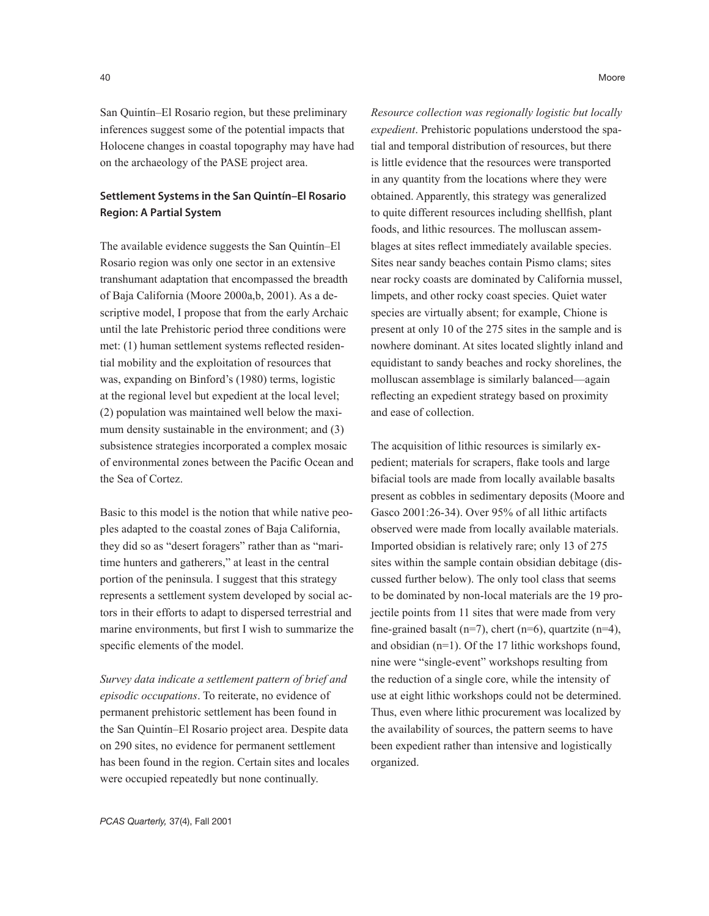San Quintín–El Rosario region, but these preliminary inferences suggest some of the potential impacts that Holocene changes in coastal topography may have had on the archaeology of the PASE project area.

## Settlement Systems in the San Quintín–El Rosario Region: A Partial System

The available evidence suggests the San Quintín–El Rosario region was only one sector in an extensive transhumant adaptation that encompassed the breadth of Baja California (Moore 2000a,b, 2001). As a descriptive model, I propose that from the early Archaic until the late Prehistoric period three conditions were met: (1) human settlement systems reflected residential mobility and the exploitation of resources that was, expanding on Binford's (1980) terms, logistic at the regional level but expedient at the local level; (2) population was maintained well below the maximum density sustainable in the environment; and (3) subsistence strategies incorporated a complex mosaic of environmental zones between the Pacific Ocean and the Sea of Cortez.

Basic to this model is the notion that while native peoples adapted to the coastal zones of Baja California, they did so as "desert foragers" rather than as "maritime hunters and gatherers," at least in the central portion of the peninsula. I suggest that this strategy represents a settlement system developed by social actors in their efforts to adapt to dispersed terrestrial and marine environments, but first I wish to summarize the specific elements of the model.

*Survey data indicate a settlement pattern of brief and episodic occupations*. To reiterate, no evidence of permanent prehistoric settlement has been found in the San Quintín–El Rosario project area. Despite data on 290 sites, no evidence for permanent settlement has been found in the region. Certain sites and locales were occupied repeatedly but none continually.

*Resource collection was regionally logistic but locally expedient*. Prehistoric populations understood the spatial and temporal distribution of resources, but there is little evidence that the resources were transported in any quantity from the locations where they were obtained. Apparently, this strategy was generalized to quite different resources including shellfish, plant foods, and lithic resources. The molluscan assemblages at sites reflect immediately available species. Sites near sandy beaches contain Pismo clams; sites near rocky coasts are dominated by California mussel, limpets, and other rocky coast species. Quiet water species are virtually absent; for example, Chione is present at only 10 of the 275 sites in the sample and is nowhere dominant. At sites located slightly inland and equidistant to sandy beaches and rocky shorelines, the molluscan assemblage is similarly balanced—again reflecting an expedient strategy based on proximity and ease of collection.

The acquisition of lithic resources is similarly expedient; materials for scrapers, flake tools and large bifacial tools are made from locally available basalts present as cobbles in sedimentary deposits (Moore and Gasco 2001:26-34). Over 95% of all lithic artifacts observed were made from locally available materials. Imported obsidian is relatively rare; only 13 of 275 sites within the sample contain obsidian debitage (discussed further below). The only tool class that seems to be dominated by non-local materials are the 19 projectile points from 11 sites that were made from very fine-grained basalt (n=7), chert (n=6), quartzite (n=4), and obsidian (n=1). Of the 17 lithic workshops found, nine were "single-event" workshops resulting from the reduction of a single core, while the intensity of use at eight lithic workshops could not be determined. Thus, even where lithic procurement was localized by the availability of sources, the pattern seems to have been expedient rather than intensive and logistically organized.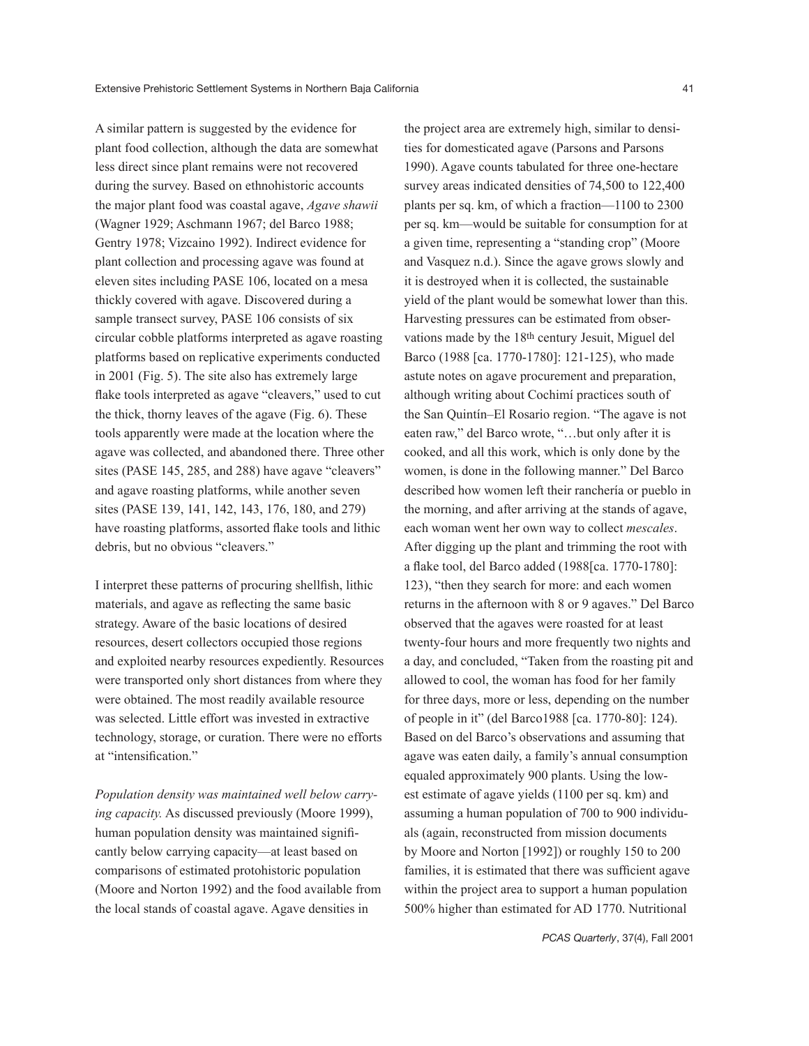A similar pattern is suggested by the evidence for plant food collection, although the data are somewhat less direct since plant remains were not recovered during the survey. Based on ethnohistoric accounts the major plant food was coastal agave, *Agave shawii* (Wagner 1929; Aschmann 1967; del Barco 1988; Gentry 1978; Vizcaino 1992). Indirect evidence for plant collection and processing agave was found at eleven sites including PASE 106, located on a mesa thickly covered with agave. Discovered during a sample transect survey, PASE 106 consists of six circular cobble platforms interpreted as agave roasting platforms based on replicative experiments conducted in 2001 (Fig. 5). The site also has extremely large flake tools interpreted as agave "cleavers," used to cut the thick, thorny leaves of the agave (Fig. 6). These tools apparently were made at the location where the agave was collected, and abandoned there. Three other sites (PASE 145, 285, and 288) have agave "cleavers" and agave roasting platforms, while another seven sites (PASE 139, 141, 142, 143, 176, 180, and 279) have roasting platforms, assorted flake tools and lithic debris, but no obvious "cleavers."

I interpret these patterns of procuring shellfish, lithic materials, and agave as reflecting the same basic strategy. Aware of the basic locations of desired resources, desert collectors occupied those regions and exploited nearby resources expediently. Resources were transported only short distances from where they were obtained. The most readily available resource was selected. Little effort was invested in extractive technology, storage, or curation. There were no efforts at "intensification."

*Population density was maintained well below carrying capacity.* As discussed previously (Moore 1999), human population density was maintained significantly below carrying capacity—at least based on comparisons of estimated protohistoric population (Moore and Norton 1992) and the food available from the local stands of coastal agave. Agave densities in the project area are extremely high, similar to densities for domesticated agave (Parsons and Parsons 1990). Agave counts tabulated for three one-hectare survey areas indicated densities of 74,500 to 122,400 plants per sq. km, of which a fraction—1100 to 2300 per sq. km—would be suitable for consumption for at a given time, representing a "standing crop" (Moore and Vasquez n.d.). Since the agave grows slowly and it is destroyed when it is collected, the sustainable yield of the plant would be somewhat lower than this. Harvesting pressures can be estimated from observations made by the 18th century Jesuit, Miguel del Barco (1988 [ca. 1770-1780]: 121-125), who made astute notes on agave procurement and preparation, although writing about Cochimí practices south of the San Quintín–El Rosario region. "The agave is not eaten raw," del Barco wrote, "…but only after it is cooked, and all this work, which is only done by the women, is done in the following manner." Del Barco described how women left their ranchería or pueblo in the morning, and after arriving at the stands of agave, each woman went her own way to collect *mescales*. After digging up the plant and trimming the root with a flake tool, del Barco added (1988[ca. 1770-1780]: 123), "then they search for more: and each women returns in the afternoon with 8 or 9 agaves." Del Barco observed that the agaves were roasted for at least twenty-four hours and more frequently two nights and a day, and concluded, "Taken from the roasting pit and allowed to cool, the woman has food for her family for three days, more or less, depending on the number of people in it" (del Barco1988 [ca. 1770-80]: 124). Based on del Barco's observations and assuming that agave was eaten daily, a family's annual consumption equaled approximately 900 plants. Using the lowest estimate of agave yields (1100 per sq. km) and assuming a human population of 700 to 900 individuals (again, reconstructed from mission documents by Moore and Norton [1992]) or roughly 150 to 200 families, it is estimated that there was sufficient agave within the project area to support a human population 500% higher than estimated for AD 1770. Nutritional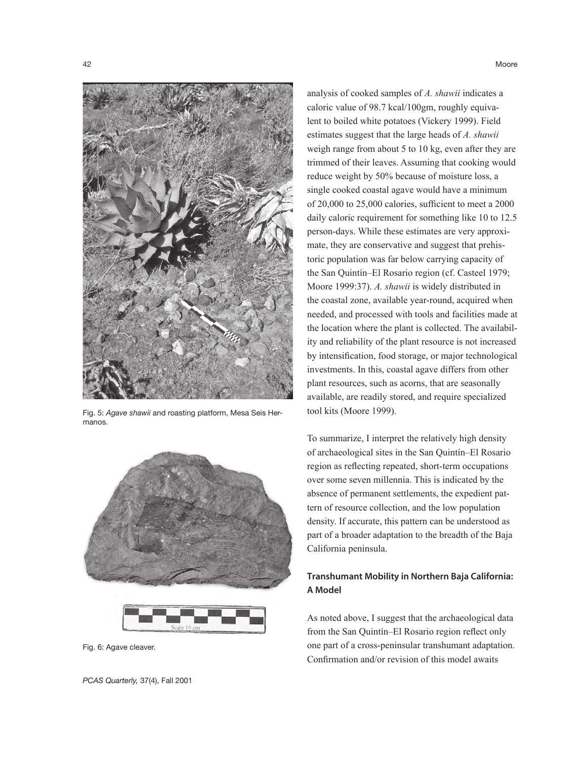Fig. 5: *Agave shawii* and roasting platform, Mesa Seis Hermanos.

Fig. 6: Agave cleaver.

analysis of cooked samples of *A. shawii* indicates a caloric value of 98.7 kcal/100gm, roughly equivalent to boiled white potatoes (Vickery 1999). Field estimates suggest that the large heads of *A. shawii* weigh range from about 5 to 10 kg, even after they are trimmed of their leaves. Assuming that cooking would reduce weight by 50% because of moisture loss, a single cooked coastal agave would have a minimum of 20,000 to 25,000 calories, sufficient to meet a 2000 daily caloric requirement for something like 10 to 12.5 person-days. While these estimates are very approximate, they are conservative and suggest that prehistoric population was far below carrying capacity of the San Quintín–El Rosario region (cf. Casteel 1979; Moore 1999:37). *A. shawii* is widely distributed in the coastal zone, available year-round, acquired when needed, and processed with tools and facilities made at the location where the plant is collected. The availability and reliability of the plant resource is not increased by intensification, food storage, or major technological investments. In this, coastal agave differs from other plant resources, such as acorns, that are seasonally available, are readily stored, and require specialized tool kits (Moore 1999).

To summarize, I interpret the relatively high density of archaeological sites in the San Quintín–El Rosario region as reflecting repeated, short-term occupations over some seven millennia. This is indicated by the absence of permanent settlements, the expedient pattern of resource collection, and the low population density. If accurate, this pattern can be understood as part of a broader adaptation to the breadth of the Baja California peninsula.

## Transhumant Mobility in Northern Baja California: A Model

As noted above, I suggest that the archaeological data from the San Quintín–El Rosario region reflect only one part of a cross-peninsular transhumant adaptation. Confirmation and/or revision of this model awaits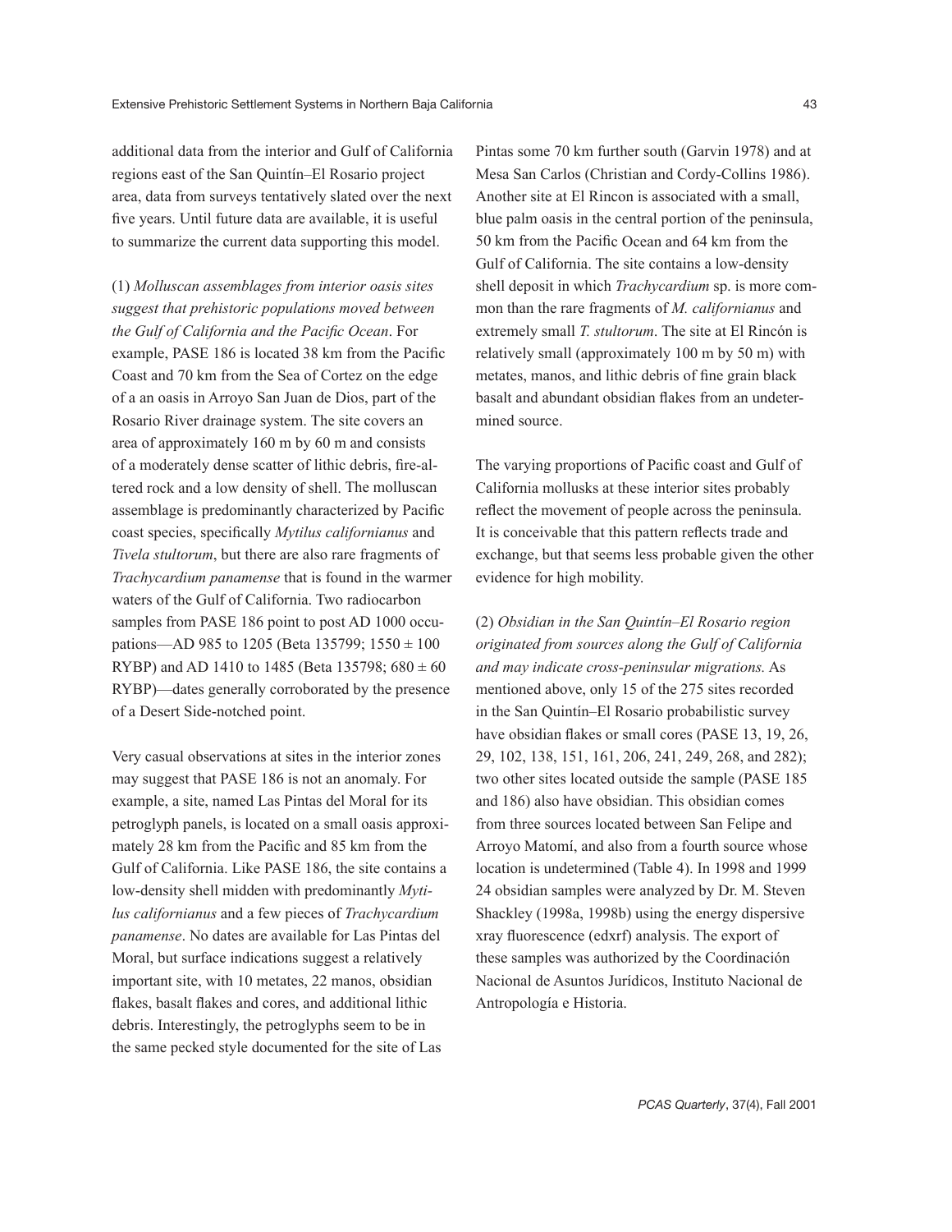additional data from the interior and Gulf of California regions east of the San Quintín–El Rosario project area, data from surveys tentatively slated over the next five years. Until future data are available, it is useful to summarize the current data supporting this model.

(1) *Molluscan assemblages from interior oasis sites suggest that prehistoric populations moved between the Gulf of California and the Pacific Ocean*. For example, PASE 186 is located 38 km from the Pacific Coast and 70 km from the Sea of Cortez on the edge of a an oasis in Arroyo San Juan de Dios, part of the Rosario River drainage system. The site covers an area of approximately 160 m by 60 m and consists of a moderately dense scatter of lithic debris, fire-altered rock and a low density of shell. The molluscan assemblage is predominantly characterized by Pacific coast species, specifically *Mytilus californianus* and *Tivela stultorum*, but there are also rare fragments of *Trachycardium panamense* that is found in the warmer waters of the Gulf of California. Two radiocarbon samples from PASE 186 point to post AD 1000 occupations—AD 985 to 1205 (Beta 135799; 1550 ± 100 RYBP) and AD 1410 to 1485 (Beta 135798; 680 ± 60 RYBP)—dates generally corroborated by the presence of a Desert Side-notched point.

Very casual observations at sites in the interior zones may suggest that PASE 186 is not an anomaly. For example, a site, named Las Pintas del Moral for its petroglyph panels, is located on a small oasis approximately 28 km from the Pacific and 85 km from the Gulf of California. Like PASE 186, the site contains a low-density shell midden with predominantly *Mytilus californianus* and a few pieces of *Trachycardium panamense*. No dates are available for Las Pintas del Moral, but surface indications suggest a relatively important site, with 10 metates, 22 manos, obsidian flakes, basalt flakes and cores, and additional lithic debris. Interestingly, the petroglyphs seem to be in the same pecked style documented for the site of Las Pintas some 70 km further south (Garvin 1978) and at Mesa San Carlos (Christian and Cordy-Collins 1986). Another site at El Rincon is associated with a small, blue palm oasis in the central portion of the peninsula, 50 km from the Pacific Ocean and 64 km from the Gulf of California. The site contains a low-density shell deposit in which *Trachycardium* sp. is more common than the rare fragments of *M. californianus* and extremely small *T. stultorum*. The site at El Rincón is relatively small (approximately 100 m by 50 m) with metates, manos, and lithic debris of fine grain black basalt and abundant obsidian flakes from an undetermined source.

The varying proportions of Pacific coast and Gulf of California mollusks at these interior sites probably reflect the movement of people across the peninsula. It is conceivable that this pattern reflects trade and exchange, but that seems less probable given the other evidence for high mobility.

(2) *Obsidian in the San Quintín–El Rosario region originated from sources along the Gulf of California and may indicate cross-peninsular migrations.* As mentioned above, only 15 of the 275 sites recorded in the San Quintín–El Rosario probabilistic survey have obsidian flakes or small cores (PASE 13, 19, 26, 29, 102, 138, 151, 161, 206, 241, 249, 268, and 282); two other sites located outside the sample (PASE 185 and 186) also have obsidian. This obsidian comes from three sources located between San Felipe and Arroyo Matomí, and also from a fourth source whose location is undetermined (Table 4). In 1998 and 1999 24 obsidian samples were analyzed by Dr. M. Steven Shackley (1998a, 1998b) using the energy dispersive xray fluorescence (edxrf) analysis. The export of these samples was authorized by the Coordinación Nacional de Asuntos Jurídicos, Instituto Nacional de Antropología e Historia.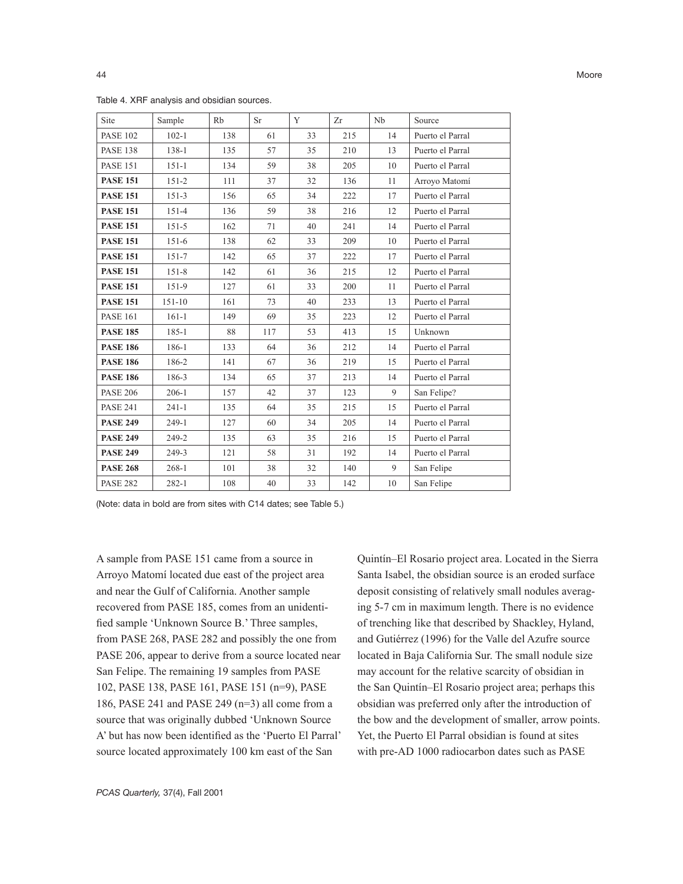Table 4. XRF analysis and obsidian sources.

| Site | Sample | Rb | Sr | Y | Zr | Nb | Source |
|---|---|---|---|---|---|---|---|
| PASE 102 | 102-1 | 138 | 61 | 33 | 215 | 14 | Puerto el Parral |
| PASE 138 | 138-1 | 135 | 57 | 35 | 210 | 13 | Puerto el Parral |
| PASE 151 | 151-1 | 134 | 59 | 38 | 205 | 10 | Puerto el Parral |
| **PASE 151** | 151-2 | 111 | 37 | 32 | 136 | 11 | Arroyo Matomí |
| **PASE 151** | 151-3 | 156 | 65 | 34 | 222 | 17 | Puerto el Parral |
| **PASE 151** | 151-4 | 136 | 59 | 38 | 216 | 12 | Puerto el Parral |
| **PASE 151** | 151-5 | 162 | 71 | 40 | 241 | 14 | Puerto el Parral |
| **PASE 151** | 151-6 | 138 | 62 | 33 | 209 | 10 | Puerto el Parral |
| **PASE 151** | 151-7 | 142 | 65 | 37 | 222 | 17 | Puerto el Parral |
| **PASE 151** | 151-8 | 142 | 61 | 36 | 215 | 12 | Puerto el Parral |
| **PASE 151** | 151-9 | 127 | 61 | 33 | 200 | 11 | Puerto el Parral |
| **PASE 151** | 151-10 | 161 | 73 | 40 | 233 | 13 | Puerto el Parral |
| PASE 161 | 161-1 | 149 | 69 | 35 | 223 | 12 | Puerto el Parral |
| **PASE 185** | 185-1 | 88 | 117 | 53 | 413 | 15 | Unknown |
| **PASE 186** | 186-1 | 133 | 64 | 36 | 212 | 14 | Puerto el Parral |
| **PASE 186** | 186-2 | 141 | 67 | 36 | 219 | 15 | Puerto el Parral |
| **PASE 186** | 186-3 | 134 | 65 | 37 | 213 | 14 | Puerto el Parral |
| PASE 206 | 206-1 | 157 | 42 | 37 | 123 | 9 | San Felipe? |
| PASE 241 | 241-1 | 135 | 64 | 35 | 215 | 15 | Puerto el Parral |
| **PASE 249** | 249-1 | 127 | 60 | 34 | 205 | 14 | Puerto el Parral |
| **PASE 249** | 249-2 | 135 | 63 | 35 | 216 | 15 | Puerto el Parral |
| **PASE 249** | 249-3 | 121 | 58 | 31 | 192 | 14 | Puerto el Parral |
| **PASE 268** | 268-1 | 101 | 38 | 32 | 140 | 9 | San Felipe |
| PASE 282 | 282-1 | 108 | 40 | 33 | 142 | 10 | San Felipe |

(Note: data in bold are from sites with C14 dates; see Table 5.)

A sample from PASE 151 came from a source in Arroyo Matomí located due east of the project area and near the Gulf of California. Another sample recovered from PASE 185, comes from an unidentified sample 'Unknown Source B.' Three samples, from PASE 268, PASE 282 and possibly the one from PASE 206, appear to derive from a source located near San Felipe. The remaining 19 samples from PASE 102, PASE 138, PASE 161, PASE 151 (n=9), PASE 186, PASE 241 and PASE 249 (n=3) all come from a source that was originally dubbed 'Unknown Source A' but has now been identified as the 'Puerto El Parral' source located approximately 100 km east of the San Quintín–El Rosario project area. Located in the Sierra Santa Isabel, the obsidian source is an eroded surface deposit consisting of relatively small nodules averaging 5-7 cm in maximum length. There is no evidence of trenching like that described by Shackley, Hyland, and Gutiérrez (1996) for the Valle del Azufre source located in Baja California Sur. The small nodule size may account for the relative scarcity of obsidian in the San Quintín–El Rosario project area; perhaps this obsidian was preferred only after the introduction of the bow and the development of smaller, arrow points. Yet, the Puerto El Parral obsidian is found at sites with pre-AD 1000 radiocarbon dates such as PASE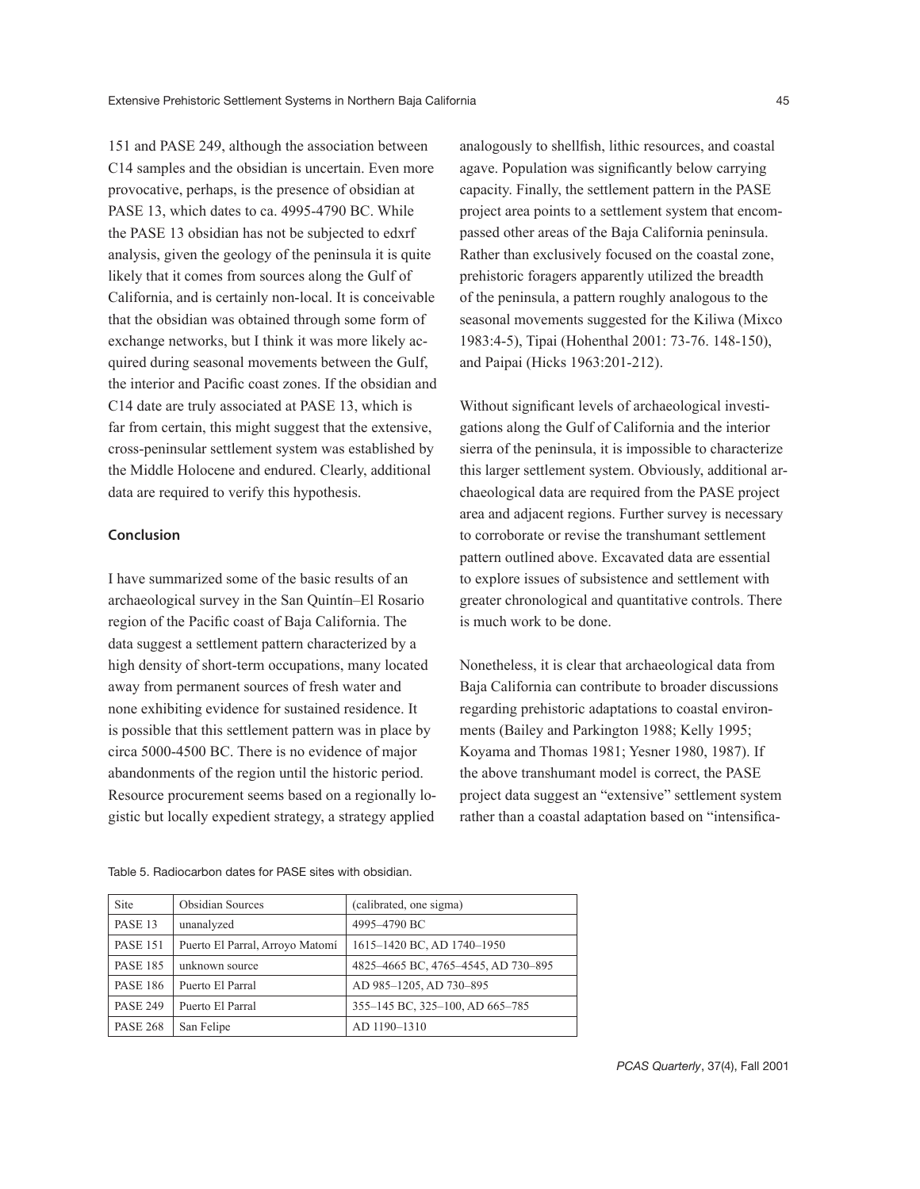151 and PASE 249, although the association between C14 samples and the obsidian is uncertain. Even more provocative, perhaps, is the presence of obsidian at PASE 13, which dates to ca. 4995-4790 BC. While the PASE 13 obsidian has not be subjected to edxrf analysis, given the geology of the peninsula it is quite likely that it comes from sources along the Gulf of California, and is certainly non-local. It is conceivable that the obsidian was obtained through some form of exchange networks, but I think it was more likely acquired during seasonal movements between the Gulf, the interior and Pacific coast zones. If the obsidian and C14 date are truly associated at PASE 13, which is far from certain, this might suggest that the extensive, cross-peninsular settlement system was established by the Middle Holocene and endured. Clearly, additional data are required to verify this hypothesis.

### Conclusion

I have summarized some of the basic results of an archaeological survey in the San Quintín–El Rosario region of the Pacific coast of Baja California. The data suggest a settlement pattern characterized by a high density of short-term occupations, many located away from permanent sources of fresh water and none exhibiting evidence for sustained residence. It is possible that this settlement pattern was in place by circa 5000-4500 BC. There is no evidence of major abandonments of the region until the historic period. Resource procurement seems based on a regionally logistic but locally expedient strategy, a strategy applied analogously to shellfish, lithic resources, and coastal agave. Population was significantly below carrying capacity. Finally, the settlement pattern in the PASE project area points to a settlement system that encompassed other areas of the Baja California peninsula. Rather than exclusively focused on the coastal zone, prehistoric foragers apparently utilized the breadth of the peninsula, a pattern roughly analogous to the seasonal movements suggested for the Kiliwa (Mixco 1983:4-5), Tipai (Hohenthal 2001: 73-76. 148-150), and Paipai (Hicks 1963:201-212).

Without significant levels of archaeological investigations along the Gulf of California and the interior sierra of the peninsula, it is impossible to characterize this larger settlement system. Obviously, additional archaeological data are required from the PASE project area and adjacent regions. Further survey is necessary to corroborate or revise the transhumant settlement pattern outlined above. Excavated data are essential to explore issues of subsistence and settlement with greater chronological and quantitative controls. There is much work to be done.

Nonetheless, it is clear that archaeological data from Baja California can contribute to broader discussions regarding prehistoric adaptations to coastal environments (Bailey and Parkington 1988; Kelly 1995; Koyama and Thomas 1981; Yesner 1980, 1987). If the above transhumant model is correct, the PASE project data suggest an "extensive" settlement system rather than a coastal adaptation based on "intensifica-

Table 5. Radiocarbon dates for PASE sites with obsidian.

| Site | Obsidian Sources | (calibrated, one sigma) |
|---|---|---|
| PASE 13 | unanalyzed | 4995–4790 BC |
| PASE 151 | Puerto El Parral, Arroyo Matomí | 1615–1420 BC, AD 1740–1950 |
| PASE 185 | unknown source | 4825–4665 BC, 4765–4545, AD 730–895 |
| PASE 186 | Puerto El Parral | AD 985–1205, AD 730–895 |
| PASE 249 | Puerto El Parral | 355–145 BC, 325–100, AD 665–785 |
| PASE 268 | San Felipe | AD 1190–1310 |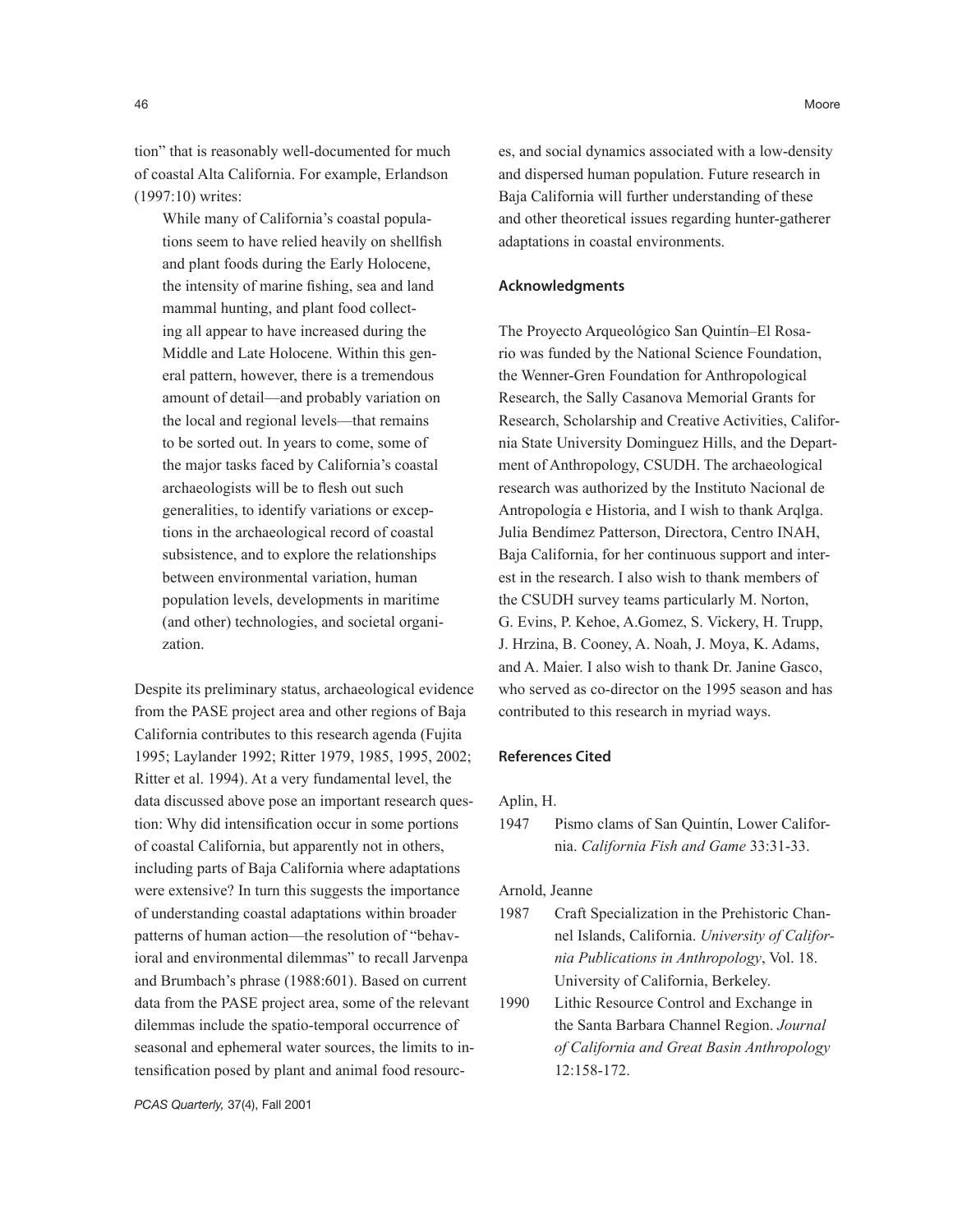tion" that is reasonably well-documented for much of coastal Alta California. For example, Erlandson (1997:10) writes:

> While many of California's coastal populations seem to have relied heavily on shellfish and plant foods during the Early Holocene, the intensity of marine fishing, sea and land mammal hunting, and plant food collecting all appear to have increased during the Middle and Late Holocene. Within this general pattern, however, there is a tremendous amount of detail—and probably variation on the local and regional levels—that remains to be sorted out. In years to come, some of the major tasks faced by California's coastal archaeologists will be to flesh out such generalities, to identify variations or exceptions in the archaeological record of coastal subsistence, and to explore the relationships between environmental variation, human population levels, developments in maritime (and other) technologies, and societal organization.

Despite its preliminary status, archaeological evidence from the PASE project area and other regions of Baja California contributes to this research agenda (Fujita 1995; Laylander 1992; Ritter 1979, 1985, 1995, 2002; Ritter et al. 1994). At a very fundamental level, the data discussed above pose an important research question: Why did intensification occur in some portions of coastal California, but apparently not in others, including parts of Baja California where adaptations were extensive? In turn this suggests the importance of understanding coastal adaptations within broader patterns of human action—the resolution of "behavioral and environmental dilemmas" to recall Jarvenpa and Brumbach's phrase (1988:601). Based on current data from the PASE project area, some of the relevant dilemmas include the spatio-temporal occurrence of seasonal and ephemeral water sources, the limits to intensification posed by plant and animal food resources, and social dynamics associated with a low-density and dispersed human population. Future research in Baja California will further understanding of these and other theoretical issues regarding hunter-gatherer adaptations in coastal environments.

## Acknowledgments

The Proyecto Arqueológico San Quintín–El Rosario was funded by the National Science Foundation, the Wenner-Gren Foundation for Anthropological Research, the Sally Casanova Memorial Grants for Research, Scholarship and Creative Activities, California State University Dominguez Hills, and the Department of Anthropology, CSUDH. The archaeological research was authorized by the Instituto Nacional de Antropología e Historia, and I wish to thank Arqlga. Julia Bendímez Patterson, Directora, Centro INAH, Baja California, for her continuous support and interest in the research. I also wish to thank members of the CSUDH survey teams particularly M. Norton, G. Evins, P. Kehoe, A.Gomez, S. Vickery, H. Trupp, J. Hrzina, B. Cooney, A. Noah, J. Moya, K. Adams, and A. Maier. I also wish to thank Dr. Janine Gasco, who served as co-director on the 1995 season and has contributed to this research in myriad ways.

## References Cited

Aplin, H.

1947 Pismo clams of San Quintín, Lower California. *California Fish and Game* 33:31-33.

Arnold, Jeanne

1987 Craft Specialization in the Prehistoric Channel Islands, California. *University of California Publications in Anthropology*, Vol. 18. University of California, Berkeley.

1990 Lithic Resource Control and Exchange in the Santa Barbara Channel Region. *Journal of California and Great Basin Anthropology* 12:158-172.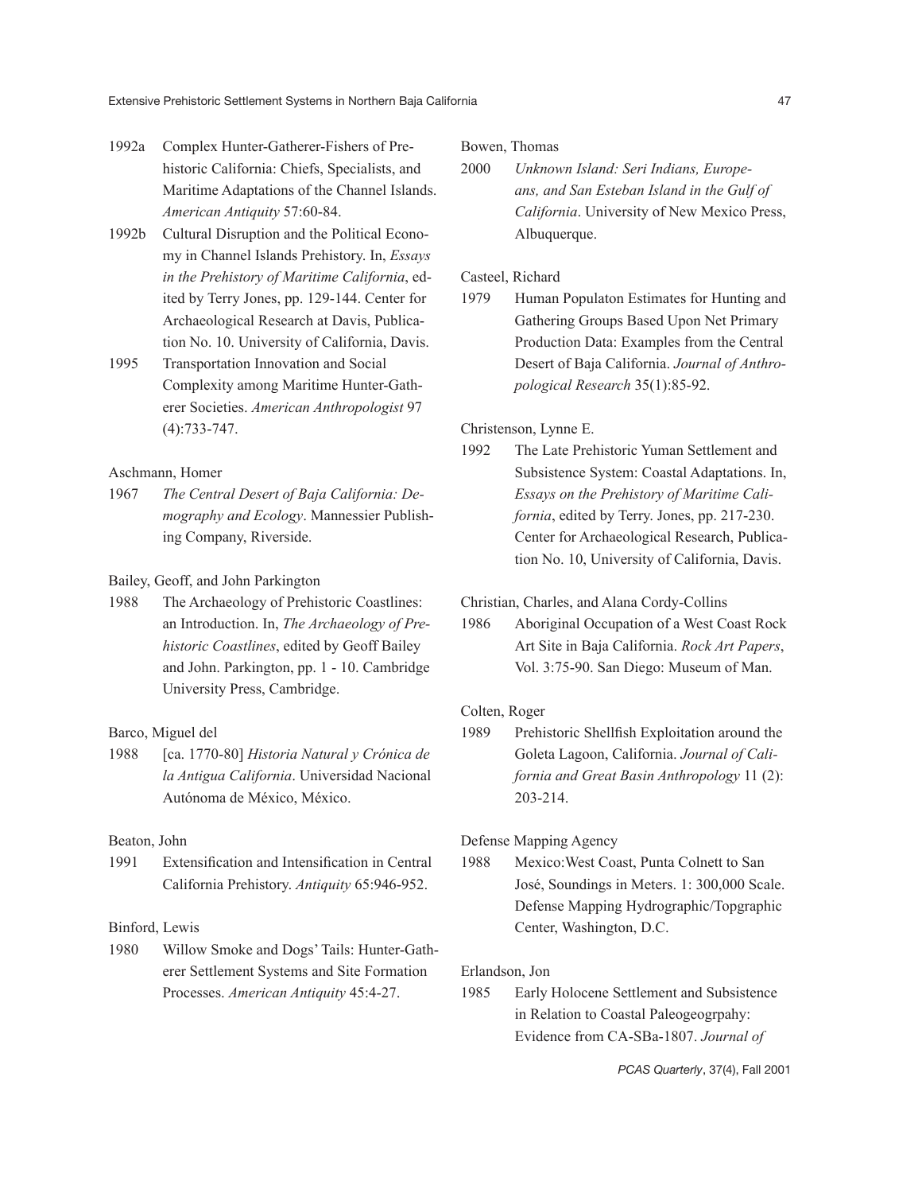1992a Complex Hunter-Gatherer-Fishers of Prehistoric California: Chiefs, Specialists, and Maritime Adaptations of the Channel Islands. *American Antiquity* 57:60-84.

1992b Cultural Disruption and the Political Economy in Channel Islands Prehistory. In, *Essays in the Prehistory of Maritime California*, edited by Terry Jones, pp. 129-144. Center for Archaeological Research at Davis, Publication No. 10. University of California, Davis.

1995 Transportation Innovation and Social Complexity among Maritime Hunter-Gatherer Societies. *American Anthropologist* 97 (4):733-747.

Aschmann, Homer

1967 *The Central Desert of Baja California: Demography and Ecology*. Mannessier Publishing Company, Riverside.

Bailey, Geoff, and John Parkington

1988 The Archaeology of Prehistoric Coastlines: an Introduction. In, *The Archaeology of Prehistoric Coastlines*, edited by Geoff Bailey and John. Parkington, pp. 1 - 10. Cambridge University Press, Cambridge.

Barco, Miguel del

1988 [ca. 1770-80] *Historia Natural y Crónica de la Antigua California*. Universidad Nacional Autónoma de México, México.

Beaton, John

1991 Extensification and Intensification in Central California Prehistory. *Antiquity* 65:946-952.

Binford, Lewis

1980 Willow Smoke and Dogs' Tails: Hunter-Gatherer Settlement Systems and Site Formation Processes. *American Antiquity* 45:4-27.

Bowen, Thomas

2000 *Unknown Island: Seri Indians, Europeans, and San Esteban Island in the Gulf of California*. University of New Mexico Press, Albuquerque.

Casteel, Richard

1979 Human Populaton Estimates for Hunting and Gathering Groups Based Upon Net Primary Production Data: Examples from the Central Desert of Baja California. *Journal of Anthropological Research* 35(1):85-92.

Christenson, Lynne E.

1992 The Late Prehistoric Yuman Settlement and Subsistence System: Coastal Adaptations. In, *Essays on the Prehistory of Maritime California*, edited by Terry. Jones, pp. 217-230. Center for Archaeological Research, Publication No. 10, University of California, Davis.

Christian, Charles, and Alana Cordy-Collins

1986 Aboriginal Occupation of a West Coast Rock Art Site in Baja California. *Rock Art Papers*, Vol. 3:75-90. San Diego: Museum of Man.

Colten, Roger

1989 Prehistoric Shellfish Exploitation around the Goleta Lagoon, California. *Journal of California and Great Basin Anthropology* 11 (2): 203-214.

Defense Mapping Agency

1988 Mexico:West Coast, Punta Colnett to San José, Soundings in Meters. 1: 300,000 Scale. Defense Mapping Hydrographic/Topgraphic Center, Washington, D.C.

Erlandson, Jon

1985 Early Holocene Settlement and Subsistence in Relation to Coastal Paleogeogrpahy: Evidence from CA-SBa-1807. *Journal of*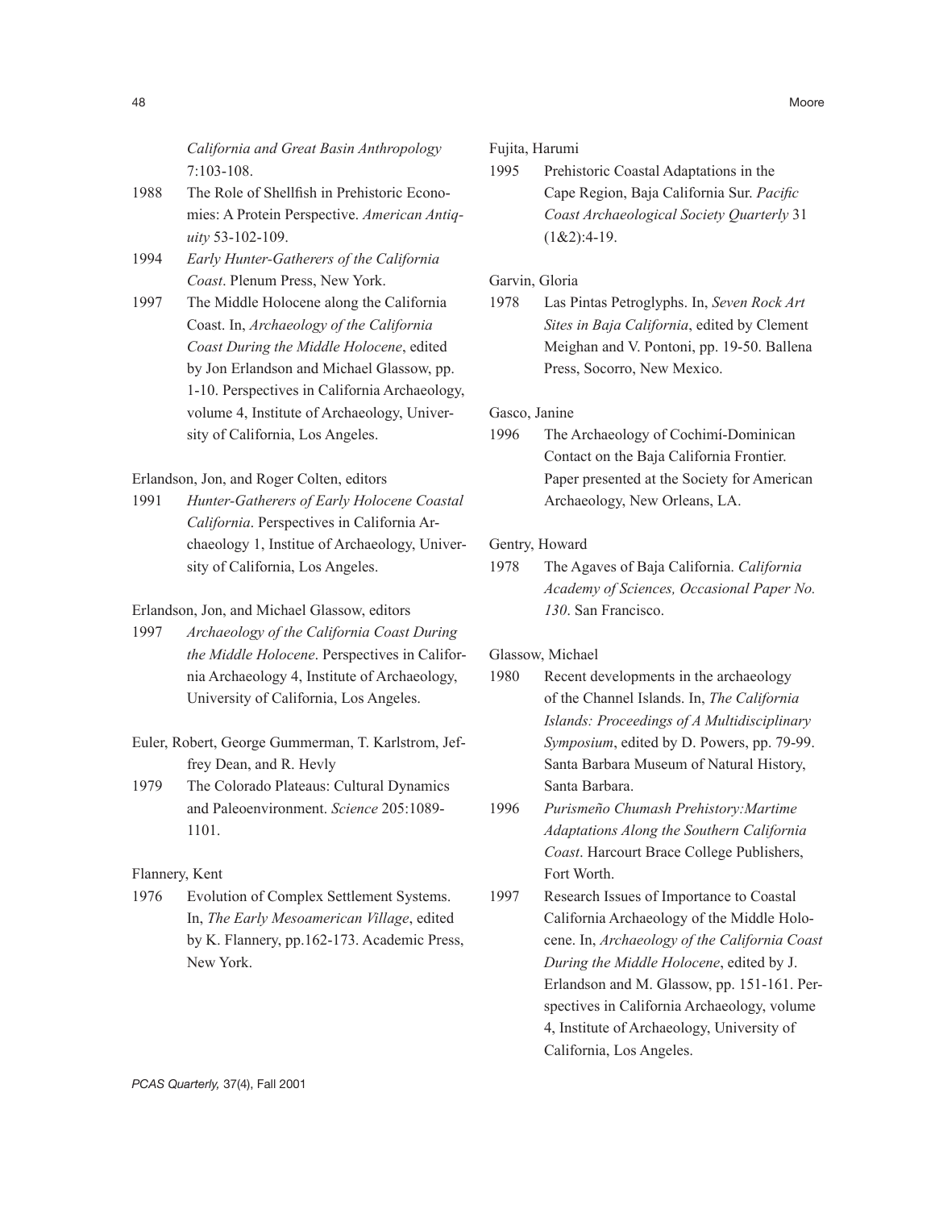*California and Great Basin Anthropology* 7:103-108.

1988 The Role of Shellfish in Prehistoric Economies: A Protein Perspective. *American Antiquity* 53-102-109.

1994 *Early Hunter-Gatherers of the California Coast*. Plenum Press, New York.

1997 The Middle Holocene along the California Coast. In, *Archaeology of the California Coast During the Middle Holocene*, edited by Jon Erlandson and Michael Glassow, pp. 1-10. Perspectives in California Archaeology, volume 4, Institute of Archaeology, University of California, Los Angeles.

Erlandson, Jon, and Roger Colten, editors

1991 *Hunter-Gatherers of Early Holocene Coastal California*. Perspectives in California Archaeology 1, Institue of Archaeology, University of California, Los Angeles.

Erlandson, Jon, and Michael Glassow, editors

1997 *Archaeology of the California Coast During the Middle Holocene*. Perspectives in California Archaeology 4, Institute of Archaeology, University of California, Los Angeles.

Euler, Robert, George Gummerman, T. Karlstrom, Jeffrey Dean, and R. Hevly

1979 The Colorado Plateaus: Cultural Dynamics and Paleoenvironment. *Science* 205:1089-1101.

Flannery, Kent

1976 Evolution of Complex Settlement Systems. In, *The Early Mesoamerican Village*, edited by K. Flannery, pp.162-173. Academic Press, New York.

Fujita, Harumi

1995 Prehistoric Coastal Adaptations in the Cape Region, Baja California Sur. *Pacific Coast Archaeological Society Quarterly* 31 (1&2):4-19.

Garvin, Gloria

1978 Las Pintas Petroglyphs. In, *Seven Rock Art Sites in Baja California*, edited by Clement Meighan and V. Pontoni, pp. 19-50. Ballena Press, Socorro, New Mexico.

Gasco, Janine

1996 The Archaeology of Cochimí-Dominican Contact on the Baja California Frontier. Paper presented at the Society for American Archaeology, New Orleans, LA.

Gentry, Howard

1978 The Agaves of Baja California. *California Academy of Sciences, Occasional Paper No. 130*. San Francisco.

Glassow, Michael

1980 Recent developments in the archaeology of the Channel Islands. In, *The California Islands: Proceedings of A Multidisciplinary Symposium*, edited by D. Powers, pp. 79-99. Santa Barbara Museum of Natural History, Santa Barbara.

1996 *Purismeño Chumash Prehistory:Martime Adaptations Along the Southern California Coast*. Harcourt Brace College Publishers, Fort Worth.

1997 Research Issues of Importance to Coastal California Archaeology of the Middle Holocene. In, *Archaeology of the California Coast During the Middle Holocene*, edited by J. Erlandson and M. Glassow, pp. 151-161. Perspectives in California Archaeology, volume 4, Institute of Archaeology, University of California, Los Angeles.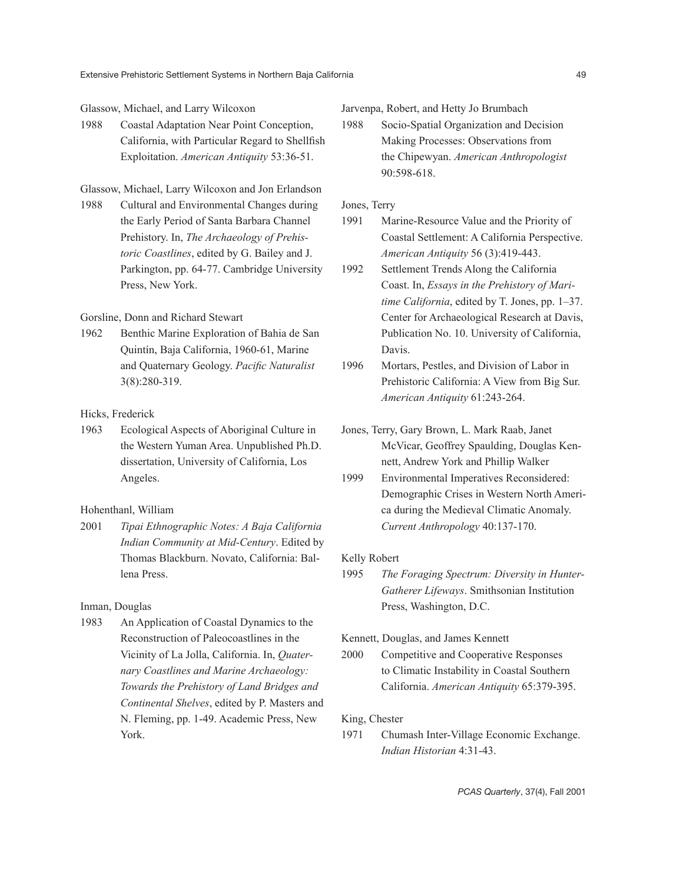Glassow, Michael, and Larry Wilcoxon

1988 Coastal Adaptation Near Point Conception, California, with Particular Regard to Shellfish Exploitation. *American Antiquity* 53:36-51.

Glassow, Michael, Larry Wilcoxon and Jon Erlandson

1988 Cultural and Environmental Changes during the Early Period of Santa Barbara Channel Prehistory. In, *The Archaeology of Prehistoric Coastlines*, edited by G. Bailey and J. Parkington, pp. 64-77. Cambridge University Press, New York.

Gorsline, Donn and Richard Stewart

1962 Benthic Marine Exploration of Bahia de San Quintín, Baja California, 1960-61, Marine and Quaternary Geology. *Pacific Naturalist* 3(8):280-319.

Hicks, Frederick

1963 Ecological Aspects of Aboriginal Culture in the Western Yuman Area. Unpublished Ph.D. dissertation, University of California, Los Angeles.

Hohenthanl, William

2001 *Tipai Ethnographic Notes: A Baja California Indian Community at Mid-Century*. Edited by Thomas Blackburn. Novato, California: Ballena Press.

Inman, Douglas

1983 An Application of Coastal Dynamics to the Reconstruction of Paleocoastlines in the Vicinity of La Jolla, California. In, *Quaternary Coastlines and Marine Archaeology: Towards the Prehistory of Land Bridges and Continental Shelves*, edited by P. Masters and N. Fleming, pp. 1-49. Academic Press, New York.

Jarvenpa, Robert, and Hetty Jo Brumbach

1988 Socio-Spatial Organization and Decision Making Processes: Observations from the Chipewyan. *American Anthropologist* 90:598-618.

Jones, Terry

1991 Marine-Resource Value and the Priority of Coastal Settlement: A California Perspective. *American Antiquity* 56 (3):419-443.

1992 Settlement Trends Along the California Coast. In, *Essays in the Prehistory of Maritime California*, edited by T. Jones, pp. 1–37. Center for Archaeological Research at Davis, Publication No. 10. University of California, Davis.

1996 Mortars, Pestles, and Division of Labor in Prehistoric California: A View from Big Sur. *American Antiquity* 61:243-264.

Jones, Terry, Gary Brown, L. Mark Raab, Janet McVicar, Geoffrey Spaulding, Douglas Kennett, Andrew York and Phillip Walker

1999 Environmental Imperatives Reconsidered: Demographic Crises in Western North America during the Medieval Climatic Anomaly. *Current Anthropology* 40:137-170.

Kelly Robert

1995 *The Foraging Spectrum: Diversity in Hunter-Gatherer Lifeways*. Smithsonian Institution Press, Washington, D.C.

Kennett, Douglas, and James Kennett

2000 Competitive and Cooperative Responses to Climatic Instability in Coastal Southern California. *American Antiquity* 65:379-395.

King, Chester

1971 Chumash Inter-Village Economic Exchange. *Indian Historian* 4:31-43.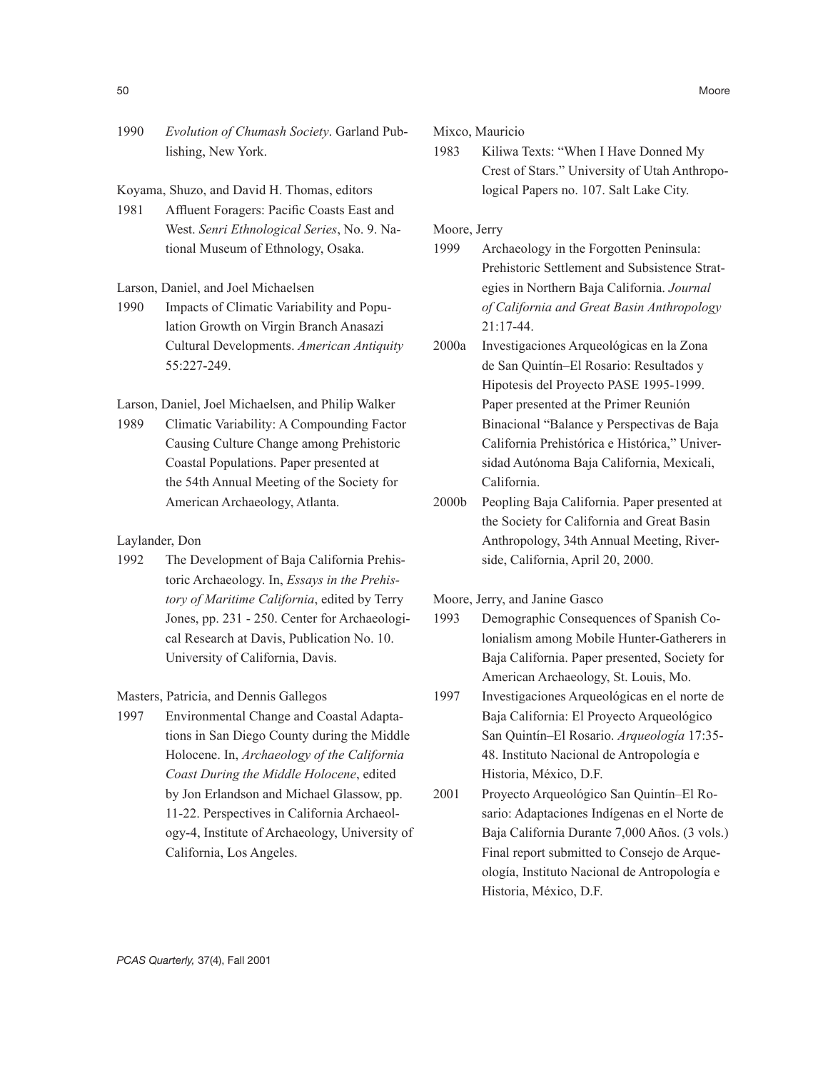1990 *Evolution of Chumash Society*. Garland Publishing, New York.

Koyama, Shuzo, and David H. Thomas, editors

1981 Affluent Foragers: Pacific Coasts East and West. *Senri Ethnological Series*, No. 9. National Museum of Ethnology, Osaka.

Larson, Daniel, and Joel Michaelsen

1990 Impacts of Climatic Variability and Population Growth on Virgin Branch Anasazi Cultural Developments. *American Antiquity* 55:227-249.

Larson, Daniel, Joel Michaelsen, and Philip Walker

1989 Climatic Variability: A Compounding Factor Causing Culture Change among Prehistoric Coastal Populations. Paper presented at the 54th Annual Meeting of the Society for American Archaeology, Atlanta.

Laylander, Don

1992 The Development of Baja California Prehistoric Archaeology. In, *Essays in the Prehistory of Maritime California*, edited by Terry Jones, pp. 231 - 250. Center for Archaeological Research at Davis, Publication No. 10. University of California, Davis.

Masters, Patricia, and Dennis Gallegos

1997 Environmental Change and Coastal Adaptations in San Diego County during the Middle Holocene. In, *Archaeology of the California Coast During the Middle Holocene*, edited by Jon Erlandson and Michael Glassow, pp. 11-22. Perspectives in California Archaeology-4, Institute of Archaeology, University of California, Los Angeles.

Mixco, Mauricio

1983 Kiliwa Texts: "When I Have Donned My Crest of Stars." University of Utah Anthropological Papers no. 107. Salt Lake City.

Moore, Jerry

1999 Archaeology in the Forgotten Peninsula: Prehistoric Settlement and Subsistence Strategies in Northern Baja California. *Journal of California and Great Basin Anthropology* 21:17-44.

2000a Investigaciones Arqueológicas en la Zona de San Quintín–El Rosario: Resultados y Hipotesis del Proyecto PASE 1995-1999. Paper presented at the Primer Reunión Binacional "Balance y Perspectivas de Baja California Prehistórica e Histórica," Universidad Autónoma Baja California, Mexicali, California.

2000b Peopling Baja California. Paper presented at the Society for California and Great Basin Anthropology, 34th Annual Meeting, Riverside, California, April 20, 2000.

Moore, Jerry, and Janine Gasco

1993 Demographic Consequences of Spanish Colonialism among Mobile Hunter-Gatherers in Baja California. Paper presented, Society for American Archaeology, St. Louis, Mo.

1997 Investigaciones Arqueológicas en el norte de Baja California: El Proyecto Arqueológico San Quintín–El Rosario. *Arqueología* 17:35-48. Instituto Nacional de Antropología e Historia, México, D.F.

2001 Proyecto Arqueológico San Quintín–El Rosario: Adaptaciones Indígenas en el Norte de Baja California Durante 7,000 Años. (3 vols.) Final report submitted to Consejo de Arqueología, Instituto Nacional de Antropología e Historia, México, D.F.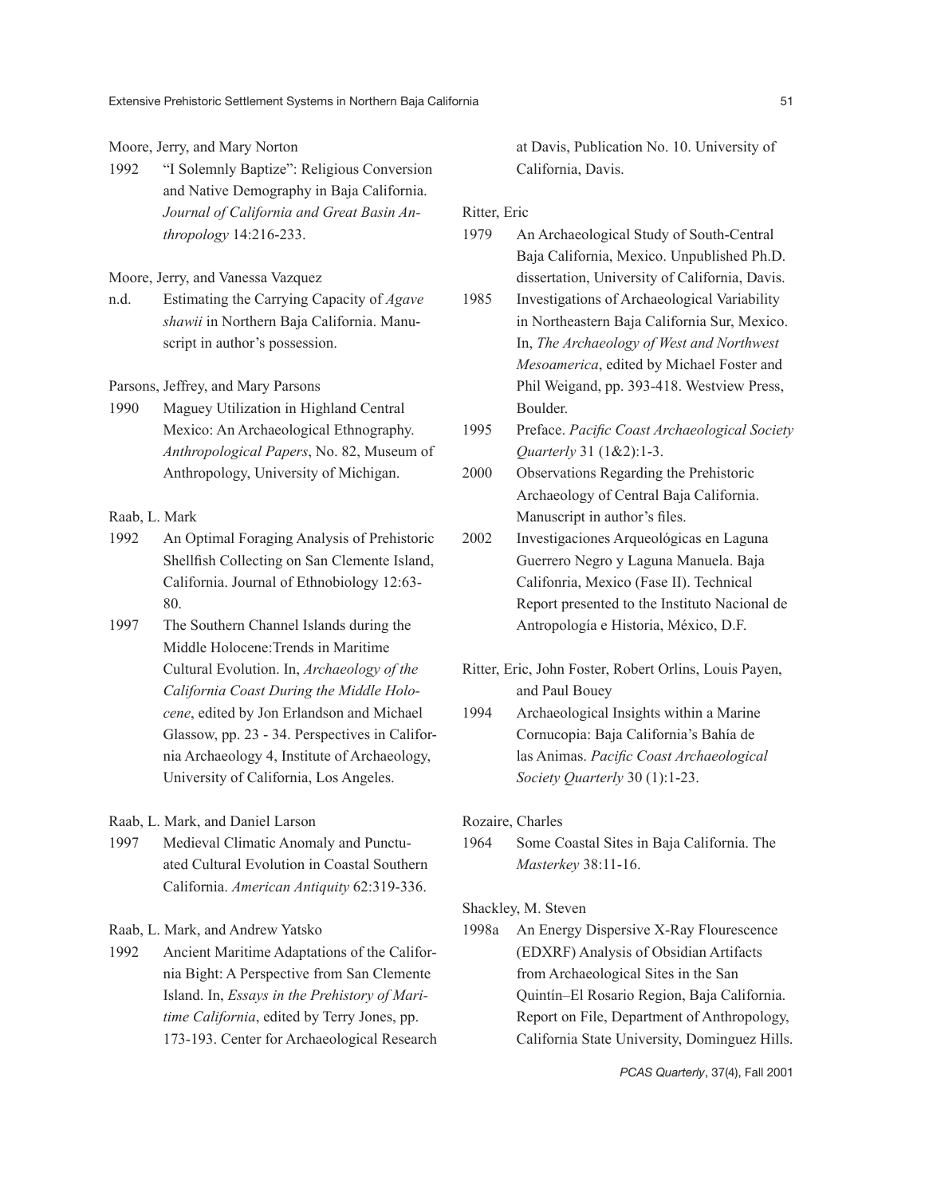Moore, Jerry, and Mary Norton

1992 "I Solemnly Baptize": Religious Conversion and Native Demography in Baja California. *Journal of California and Great Basin Anthropology* 14:216-233.

Moore, Jerry, and Vanessa Vazquez

n.d. Estimating the Carrying Capacity of *Agave shawii* in Northern Baja California. Manuscript in author's possession.

Parsons, Jeffrey, and Mary Parsons

1990 Maguey Utilization in Highland Central Mexico: An Archaeological Ethnography. *Anthropological Papers*, No. 82, Museum of Anthropology, University of Michigan.

Raab, L. Mark

1992 An Optimal Foraging Analysis of Prehistoric Shellfish Collecting on San Clemente Island, California. Journal of Ethnobiology 12:63-80.

1997 The Southern Channel Islands during the Middle Holocene:Trends in Maritime Cultural Evolution. In, *Archaeology of the California Coast During the Middle Holocene*, edited by Jon Erlandson and Michael Glassow, pp. 23 - 34. Perspectives in California Archaeology 4, Institute of Archaeology, University of California, Los Angeles.

Raab, L. Mark, and Daniel Larson

1997 Medieval Climatic Anomaly and Punctuated Cultural Evolution in Coastal Southern California. *American Antiquity* 62:319-336.

Raab, L. Mark, and Andrew Yatsko

1992 Ancient Maritime Adaptations of the California Bight: A Perspective from San Clemente Island. In, *Essays in the Prehistory of Maritime California*, edited by Terry Jones, pp. 173-193. Center for Archaeological Research at Davis, Publication No. 10. University of California, Davis.

Ritter, Eric

1979 An Archaeological Study of South-Central Baja California, Mexico. Unpublished Ph.D. dissertation, University of California, Davis.

1985 Investigations of Archaeological Variability in Northeastern Baja California Sur, Mexico. In, *The Archaeology of West and Northwest Mesoamerica*, edited by Michael Foster and Phil Weigand, pp. 393-418. Westview Press, Boulder.

1995 Preface. *Pacific Coast Archaeological Society Quarterly* 31 (1&2):1-3.

2000 Observations Regarding the Prehistoric Archaeology of Central Baja California. Manuscript in author's files.

2002 Investigaciones Arqueológicas en Laguna Guerrero Negro y Laguna Manuela. Baja Califonria, Mexico (Fase II). Technical Report presented to the Instituto Nacional de Antropología e Historia, México, D.F.

Ritter, Eric, John Foster, Robert Orlins, Louis Payen, and Paul Bouey

1994 Archaeological Insights within a Marine Cornucopia: Baja California's Bahía de las Animas. *Pacific Coast Archaeological Society Quarterly* 30 (1):1-23.

Rozaire, Charles

1964 Some Coastal Sites in Baja California. The *Masterkey* 38:11-16.

Shackley, M. Steven

1998a An Energy Dispersive X-Ray Flourescence (EDXRF) Analysis of Obsidian Artifacts from Archaeological Sites in the San Quintín–El Rosario Region, Baja California. Report on File, Department of Anthropology, California State University, Dominguez Hills.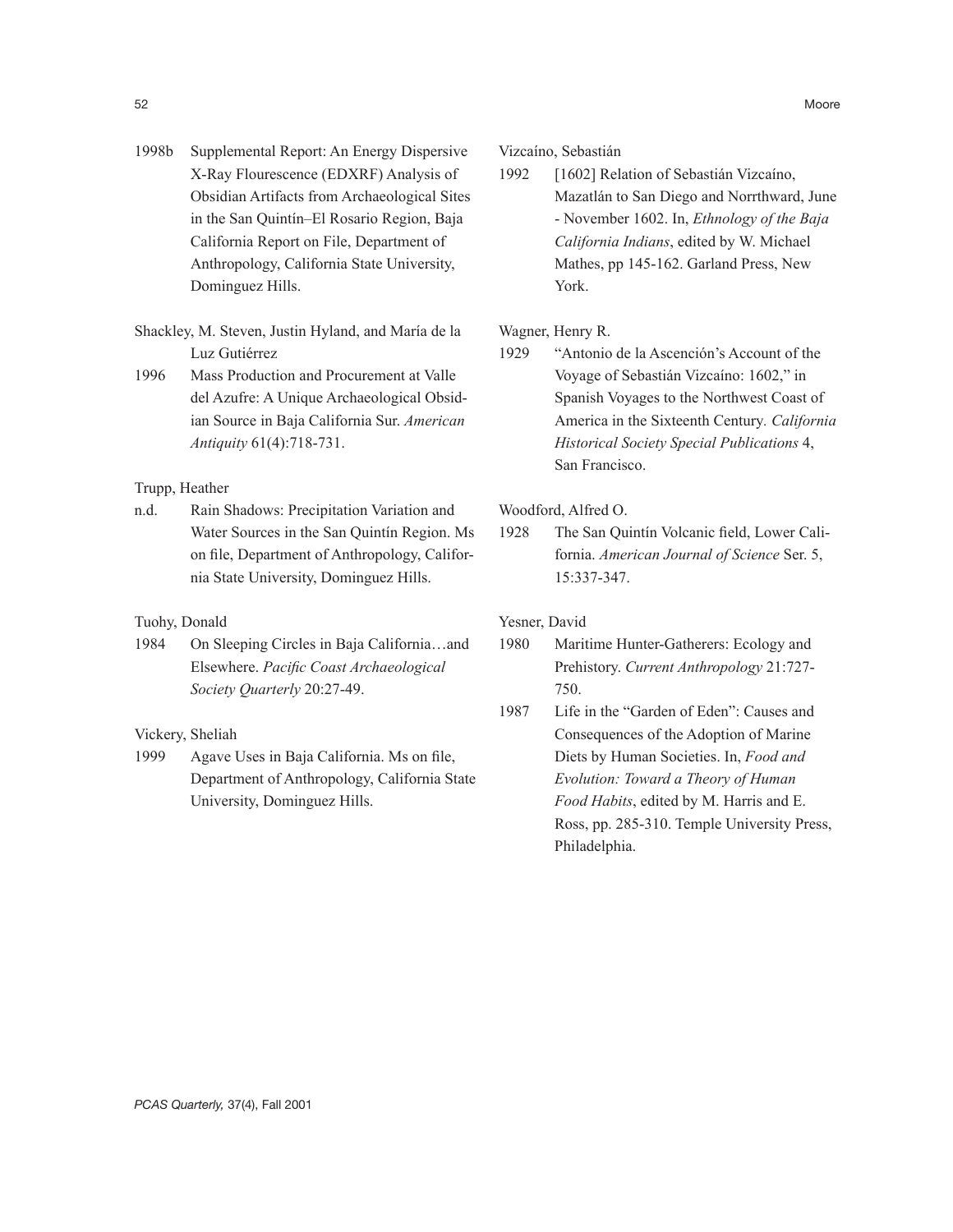1998b Supplemental Report: An Energy Dispersive X-Ray Flourescence (EDXRF) Analysis of Obsidian Artifacts from Archaeological Sites in the San Quintín–El Rosario Region, Baja California Report on File, Department of Anthropology, California State University, Dominguez Hills.

Shackley, M. Steven, Justin Hyland, and María de la Luz Gutiérrez

1996 Mass Production and Procurement at Valle del Azufre: A Unique Archaeological Obsidian Source in Baja California Sur. *American Antiquity* 61(4):718-731.

Trupp, Heather

n.d. Rain Shadows: Precipitation Variation and Water Sources in the San Quintín Region. Ms on file, Department of Anthropology, California State University, Dominguez Hills.

Tuohy, Donald

1984 On Sleeping Circles in Baja California…and Elsewhere. *Pacific Coast Archaeological Society Quarterly* 20:27-49.

Vickery, Sheliah

1999 Agave Uses in Baja California. Ms on file, Department of Anthropology, California State University, Dominguez Hills.

Vizcaíno, Sebastián

1992 [1602] Relation of Sebastián Vizcaíno, Mazatlán to San Diego and Norrthward, June - November 1602. In, *Ethnology of the Baja California Indians*, edited by W. Michael Mathes, pp 145-162. Garland Press, New York.

Wagner, Henry R.

1929 "Antonio de la Ascención's Account of the Voyage of Sebastián Vizcaíno: 1602," in Spanish Voyages to the Northwest Coast of America in the Sixteenth Century. *California Historical Society Special Publications* 4, San Francisco.

Woodford, Alfred O.

1928 The San Quintín Volcanic field, Lower California. *American Journal of Science* Ser. 5, 15:337-347.

Yesner, David

1980 Maritime Hunter-Gatherers: Ecology and Prehistory. *Current Anthropology* 21:727-750.

1987 Life in the "Garden of Eden": Causes and Consequences of the Adoption of Marine Diets by Human Societies. In, *Food and Evolution: Toward a Theory of Human Food Habits*, edited by M. Harris and E. Ross, pp. 285-310. Temple University Press, Philadelphia.